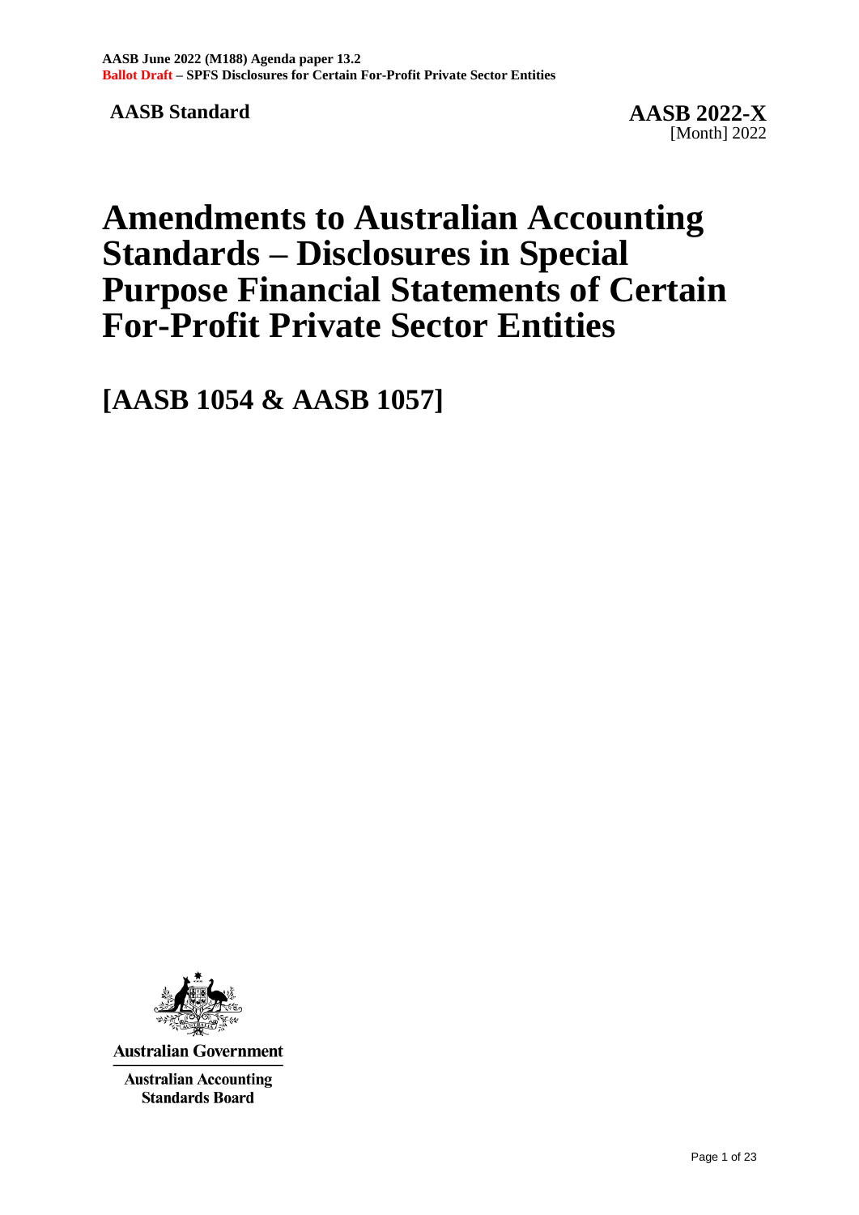**AASB Standard**

**AASB 2022-X**
[Month] 2022

# Amendments to Australian Accounting Standards – Disclosures in Special Purpose Financial Statements of Certain For-Profit Private Sector Entities

## [AASB 1054 & AASB 1057]

**Australian Government**

**Australian Accounting Standards Board**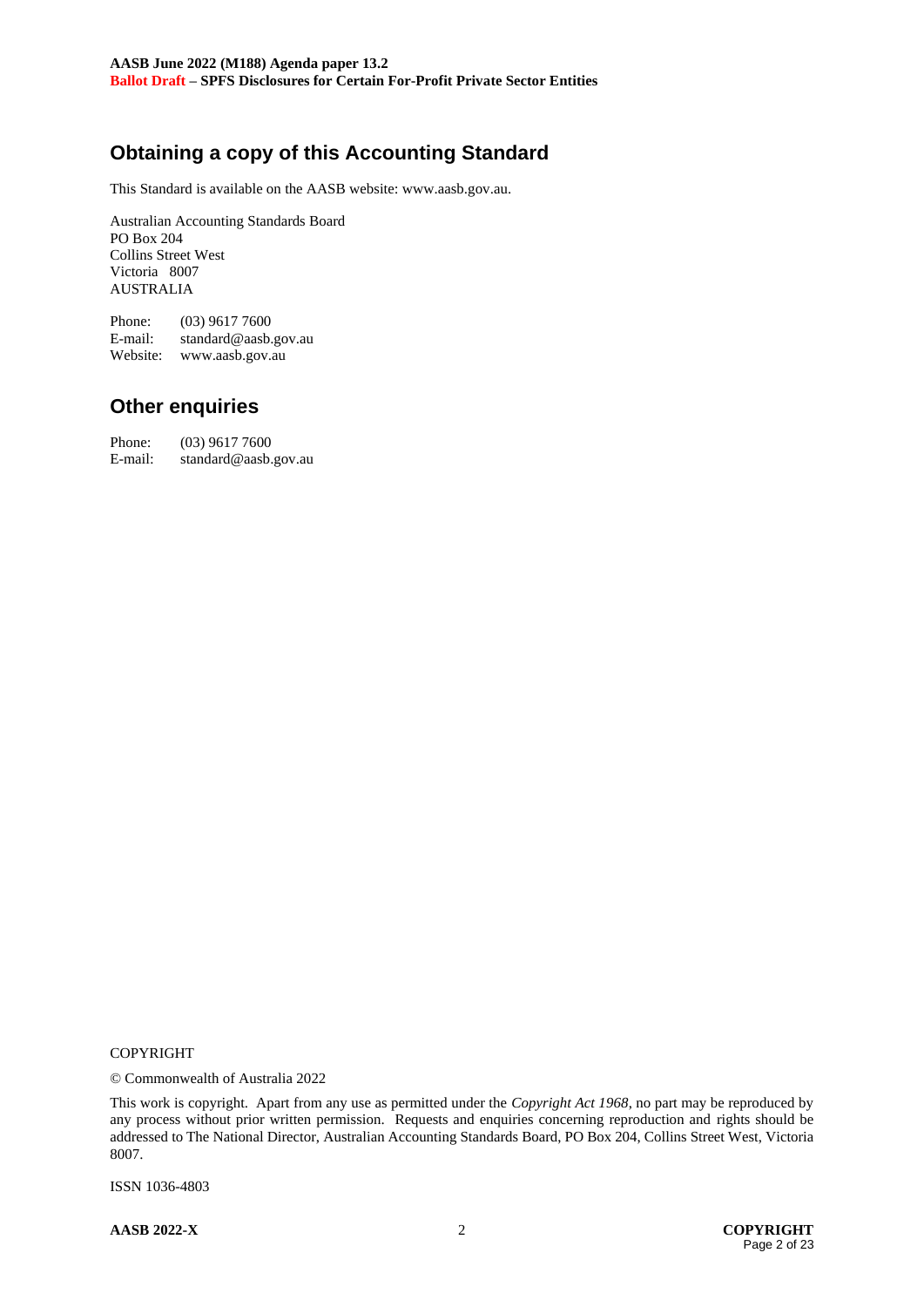## Obtaining a copy of this Accounting Standard

This Standard is available on the AASB website: www.aasb.gov.au.

Australian Accounting Standards Board
PO Box 204
Collins Street West
Victoria 8007
AUSTRALIA

Phone: (03) 9617 7600
E-mail: standard@aasb.gov.au
Website: www.aasb.gov.au

## Other enquiries

Phone: (03) 9617 7600
E-mail: standard@aasb.gov.au

COPYRIGHT

© Commonwealth of Australia 2022

This work is copyright. Apart from any use as permitted under the *Copyright Act 1968*, no part may be reproduced by any process without prior written permission. Requests and enquiries concerning reproduction and rights should be addressed to The National Director, Australian Accounting Standards Board, PO Box 204, Collins Street West, Victoria 8007.

ISSN 1036-4803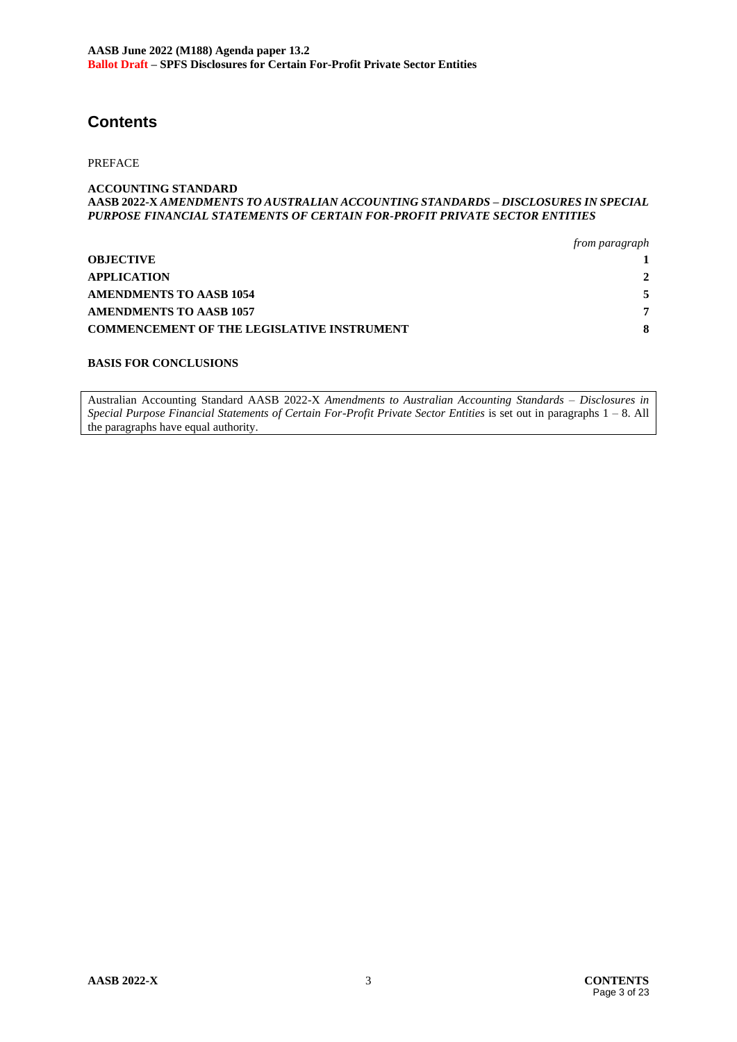# Contents

PREFACE

**ACCOUNTING STANDARD**
**AASB 2022-X** ***AMENDMENTS TO AUSTRALIAN ACCOUNTING STANDARDS – DISCLOSURES IN SPECIAL PURPOSE FINANCIAL STATEMENTS OF CERTAIN FOR-PROFIT PRIVATE SECTOR ENTITIES***

| | *from paragraph* |
|---|---|
| **OBJECTIVE** | **1** |
| **APPLICATION** | **2** |
| **AMENDMENTS TO AASB 1054** | **5** |
| **AMENDMENTS TO AASB 1057** | **7** |
| **COMMENCEMENT OF THE LEGISLATIVE INSTRUMENT** | **8** |

**BASIS FOR CONCLUSIONS**

Australian Accounting Standard AASB 2022-X *Amendments to Australian Accounting Standards – Disclosures in Special Purpose Financial Statements of Certain For-Profit Private Sector Entities* is set out in paragraphs 1 – 8. All the paragraphs have equal authority.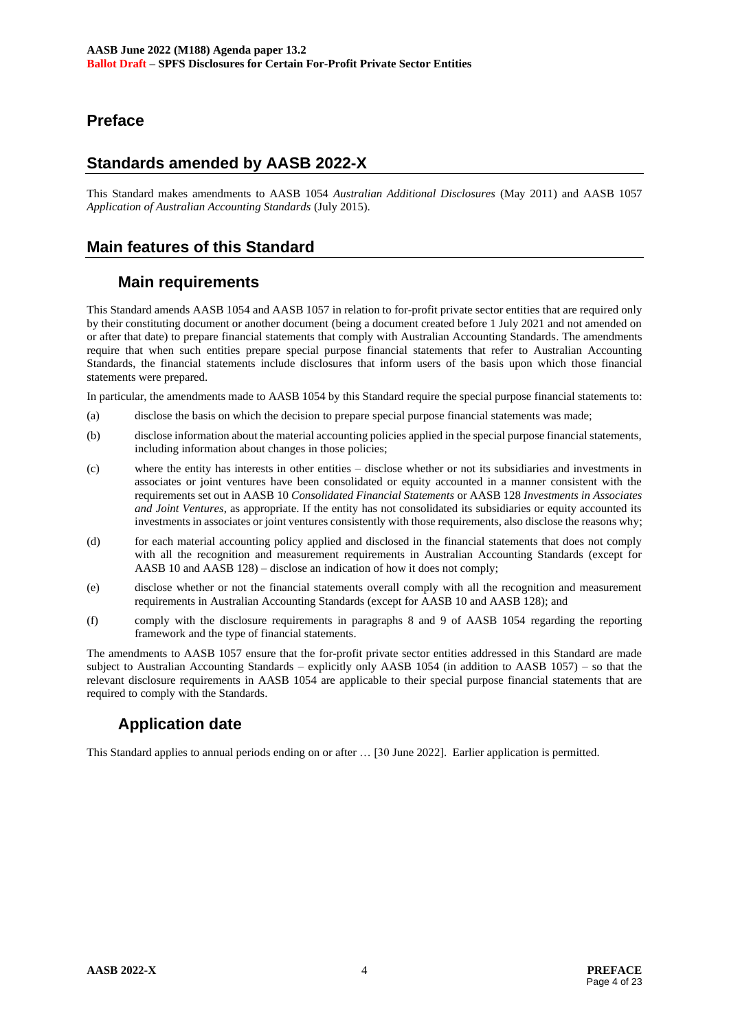# Preface

## Standards amended by AASB 2022-X

This Standard makes amendments to AASB 1054 *Australian Additional Disclosures* (May 2011) and AASB 1057 *Application of Australian Accounting Standards* (July 2015).

## Main features of this Standard

### Main requirements

This Standard amends AASB 1054 and AASB 1057 in relation to for-profit private sector entities that are required only by their constituting document or another document (being a document created before 1 July 2021 and not amended on or after that date) to prepare financial statements that comply with Australian Accounting Standards. The amendments require that when such entities prepare special purpose financial statements that refer to Australian Accounting Standards, the financial statements include disclosures that inform users of the basis upon which those financial statements were prepared.

In particular, the amendments made to AASB 1054 by this Standard require the special purpose financial statements to:

(a) disclose the basis on which the decision to prepare special purpose financial statements was made;

(b) disclose information about the material accounting policies applied in the special purpose financial statements, including information about changes in those policies;

(c) where the entity has interests in other entities – disclose whether or not its subsidiaries and investments in associates or joint ventures have been consolidated or equity accounted in a manner consistent with the requirements set out in AASB 10 *Consolidated Financial Statements* or AASB 128 *Investments in Associates and Joint Ventures*, as appropriate. If the entity has not consolidated its subsidiaries or equity accounted its investments in associates or joint ventures consistently with those requirements, also disclose the reasons why;

(d) for each material accounting policy applied and disclosed in the financial statements that does not comply with all the recognition and measurement requirements in Australian Accounting Standards (except for AASB 10 and AASB 128) – disclose an indication of how it does not comply;

(e) disclose whether or not the financial statements overall comply with all the recognition and measurement requirements in Australian Accounting Standards (except for AASB 10 and AASB 128); and

(f) comply with the disclosure requirements in paragraphs 8 and 9 of AASB 1054 regarding the reporting framework and the type of financial statements.

The amendments to AASB 1057 ensure that the for-profit private sector entities addressed in this Standard are made subject to Australian Accounting Standards – explicitly only AASB 1054 (in addition to AASB 1057) – so that the relevant disclosure requirements in AASB 1054 are applicable to their special purpose financial statements that are required to comply with the Standards.

### Application date

This Standard applies to annual periods ending on or after … [30 June 2022]. Earlier application is permitted.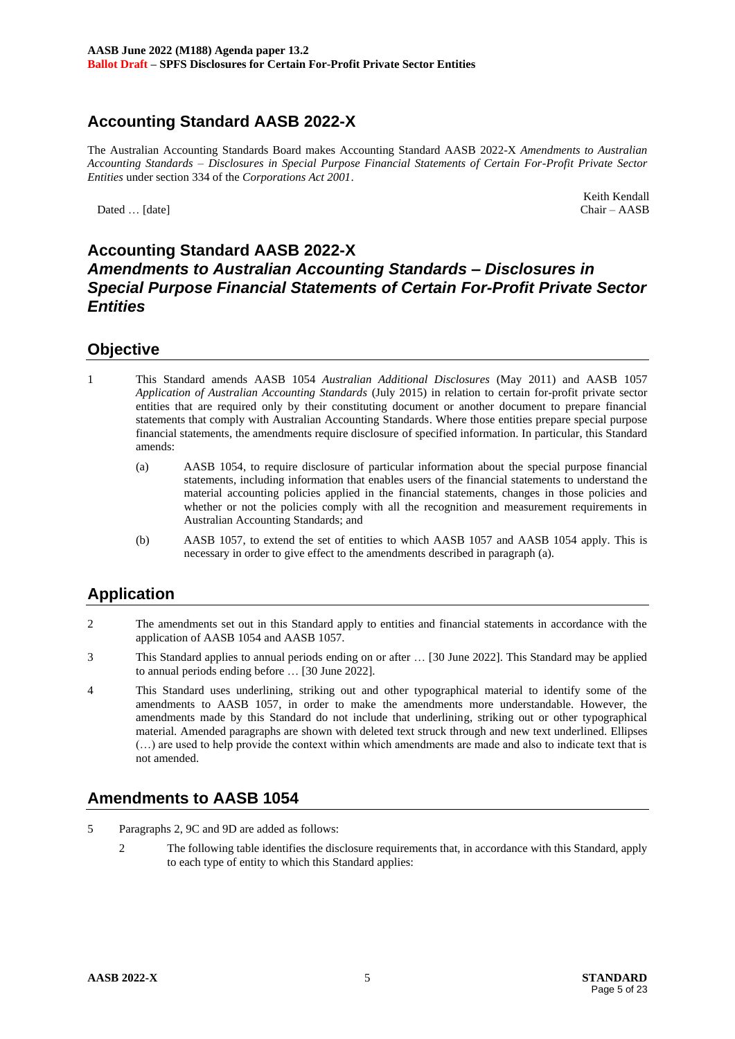# Accounting Standard AASB 2022-X

The Australian Accounting Standards Board makes Accounting Standard AASB 2022-X *Amendments to Australian Accounting Standards – Disclosures in Special Purpose Financial Statements of Certain For-Profit Private Sector Entities* under section 334 of the *Corporations Act 2001*.

Dated … [date]

Keith Kendall
Chair – AASB

# Accounting Standard AASB 2022-X
## *Amendments to Australian Accounting Standards – Disclosures in Special Purpose Financial Statements of Certain For-Profit Private Sector Entities*

## Objective

1 This Standard amends AASB 1054 *Australian Additional Disclosures* (May 2011) and AASB 1057 *Application of Australian Accounting Standards* (July 2015) in relation to certain for-profit private sector entities that are required only by their constituting document or another document to prepare financial statements that comply with Australian Accounting Standards. Where those entities prepare special purpose financial statements, the amendments require disclosure of specified information. In particular, this Standard amends:

(a) AASB 1054, to require disclosure of particular information about the special purpose financial statements, including information that enables users of the financial statements to understand the material accounting policies applied in the financial statements, changes in those policies and whether or not the policies comply with all the recognition and measurement requirements in Australian Accounting Standards; and

(b) AASB 1057, to extend the set of entities to which AASB 1057 and AASB 1054 apply. This is necessary in order to give effect to the amendments described in paragraph (a).

## Application

2 The amendments set out in this Standard apply to entities and financial statements in accordance with the application of AASB 1054 and AASB 1057.

3 This Standard applies to annual periods ending on or after … [30 June 2022]. This Standard may be applied to annual periods ending before … [30 June 2022].

4 This Standard uses underlining, striking out and other typographical material to identify some of the amendments to AASB 1057, in order to make the amendments more understandable. However, the amendments made by this Standard do not include that underlining, striking out or other typographical material. Amended paragraphs are shown with deleted text struck through and new text underlined. Ellipses (…) are used to help provide the context within which amendments are made and also to indicate text that is not amended.

## Amendments to AASB 1054

5 Paragraphs 2, 9C and 9D are added as follows:

2 The following table identifies the disclosure requirements that, in accordance with this Standard, apply to each type of entity to which this Standard applies: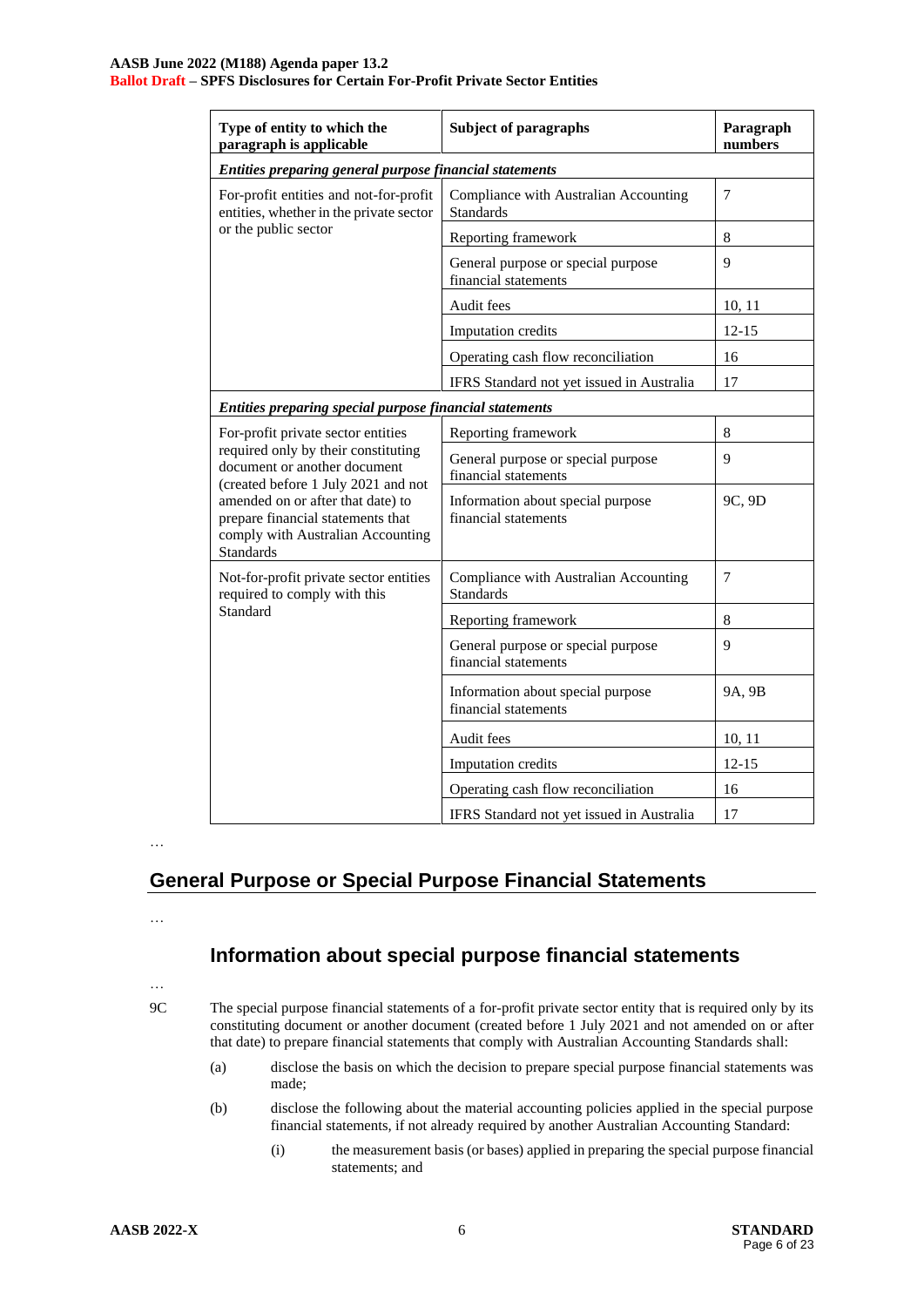| Type of entity to which the paragraph is applicable | Subject of paragraphs | Paragraph numbers |
|---|---|---|
| ***Entities preparing general purpose financial statements*** | | |
| For-profit entities and not-for-profit entities, whether in the private sector or the public sector | Compliance with Australian Accounting Standards | 7 |
| | Reporting framework | 8 |
| | General purpose or special purpose financial statements | 9 |
| | Audit fees | 10, 11 |
| | Imputation credits | 12-15 |
| | Operating cash flow reconciliation | 16 |
| | IFRS Standard not yet issued in Australia | 17 |
| ***Entities preparing special purpose financial statements*** | | |
| For-profit private sector entities required only by their constituting document or another document (created before 1 July 2021 and not amended on or after that date) to prepare financial statements that comply with Australian Accounting Standards | Reporting framework | 8 |
| | General purpose or special purpose financial statements | 9 |
| | Information about special purpose financial statements | 9C, 9D |
| Not-for-profit private sector entities required to comply with this Standard | Compliance with Australian Accounting Standards | 7 |
| | Reporting framework | 8 |
| | General purpose or special purpose financial statements | 9 |
| | Information about special purpose financial statements | 9A, 9B |
| | Audit fees | 10, 11 |
| | Imputation credits | 12-15 |
| | Operating cash flow reconciliation | 16 |
| | IFRS Standard not yet issued in Australia | 17 |

…

## General Purpose or Special Purpose Financial Statements

…

### Information about special purpose financial statements

…

9C The special purpose financial statements of a for-profit private sector entity that is required only by its constituting document or another document (created before 1 July 2021 and not amended on or after that date) to prepare financial statements that comply with Australian Accounting Standards shall:

(a) disclose the basis on which the decision to prepare special purpose financial statements was made;

(b) disclose the following about the material accounting policies applied in the special purpose financial statements, if not already required by another Australian Accounting Standard:

(i) the measurement basis (or bases) applied in preparing the special purpose financial statements; and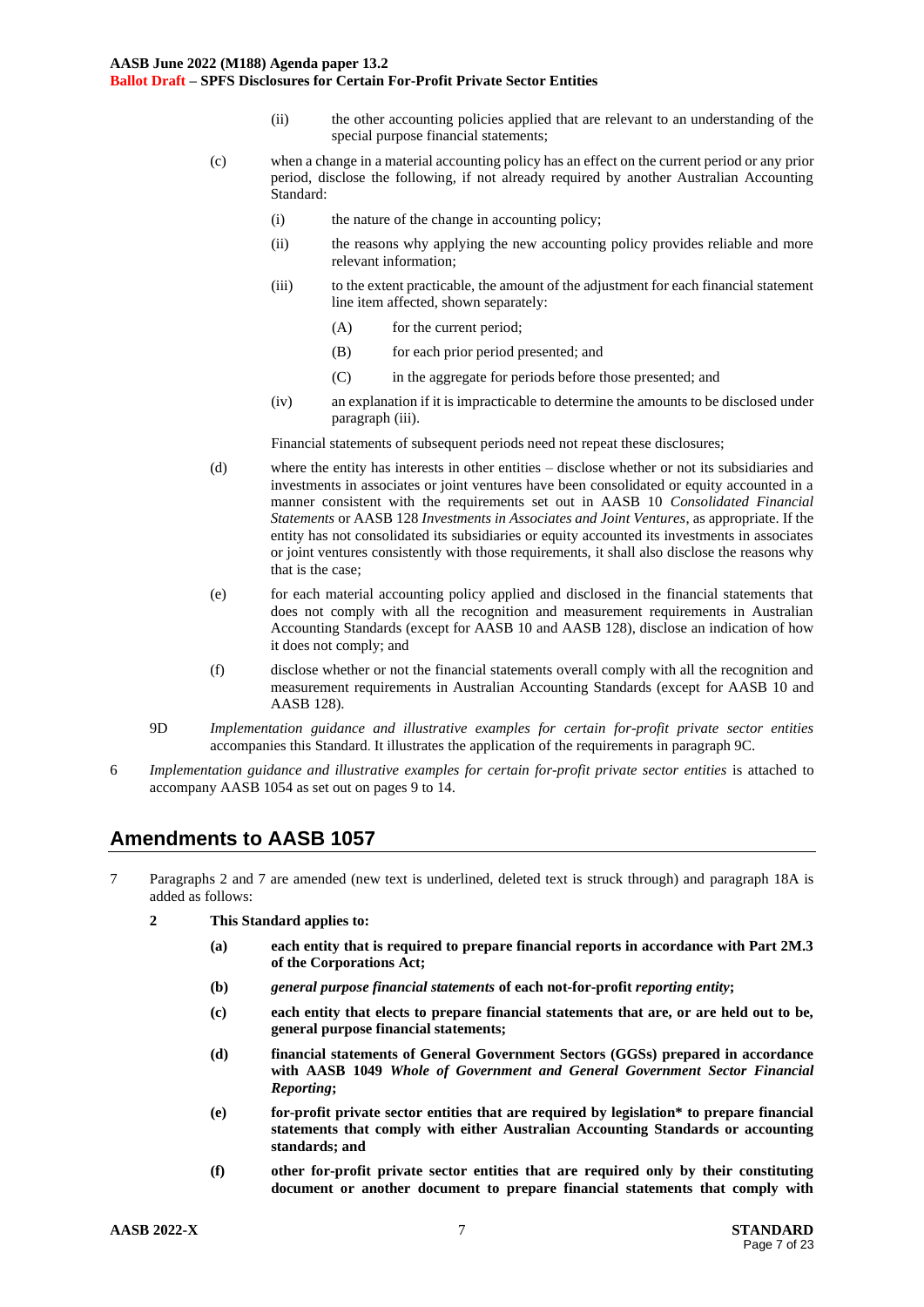(ii) the other accounting policies applied that are relevant to an understanding of the special purpose financial statements;

(c) when a change in a material accounting policy has an effect on the current period or any prior period, disclose the following, if not already required by another Australian Accounting Standard:

(i) the nature of the change in accounting policy;

(ii) the reasons why applying the new accounting policy provides reliable and more relevant information;

(iii) to the extent practicable, the amount of the adjustment for each financial statement line item affected, shown separately:

(A) for the current period;

(B) for each prior period presented; and

(C) in the aggregate for periods before those presented; and

(iv) an explanation if it is impracticable to determine the amounts to be disclosed under paragraph (iii).

Financial statements of subsequent periods need not repeat these disclosures;

(d) where the entity has interests in other entities – disclose whether or not its subsidiaries and investments in associates or joint ventures have been consolidated or equity accounted in a manner consistent with the requirements set out in AASB 10 *Consolidated Financial Statements* or AASB 128 *Investments in Associates and Joint Ventures*, as appropriate. If the entity has not consolidated its subsidiaries or equity accounted its investments in associates or joint ventures consistently with those requirements, it shall also disclose the reasons why that is the case;

(e) for each material accounting policy applied and disclosed in the financial statements that does not comply with all the recognition and measurement requirements in Australian Accounting Standards (except for AASB 10 and AASB 128), disclose an indication of how it does not comply; and

(f) disclose whether or not the financial statements overall comply with all the recognition and measurement requirements in Australian Accounting Standards (except for AASB 10 and AASB 128).

9D *Implementation guidance and illustrative examples for certain for-profit private sector entities* accompanies this Standard. It illustrates the application of the requirements in paragraph 9C.

6 *Implementation guidance and illustrative examples for certain for-profit private sector entities* is attached to accompany AASB 1054 as set out on pages 9 to 14.

## Amendments to AASB 1057

7 Paragraphs 2 and 7 are amended (new text is underlined, deleted text is struck through) and paragraph 18A is added as follows:

**2 This Standard applies to:**

**(a) each entity that is required to prepare financial reports in accordance with Part 2M.3 of the Corporations Act;**

**(b)** ***general purpose financial statements*** **of each not-for-profit** ***reporting entity*****;**

**(c) each entity that elects to prepare financial statements that are, or are held out to be, general purpose financial statements;**

**(d) financial statements of General Government Sectors (GGSs) prepared in accordance with AASB 1049** ***Whole of Government and General Government Sector Financial Reporting*****;**

**(e) for-profit private sector entities that are required by legislation* to prepare financial statements that comply with either Australian Accounting Standards or accounting standards; and**

**(f) other for-profit private sector entities that are required only by their constituting document or another document to prepare financial statements that comply with**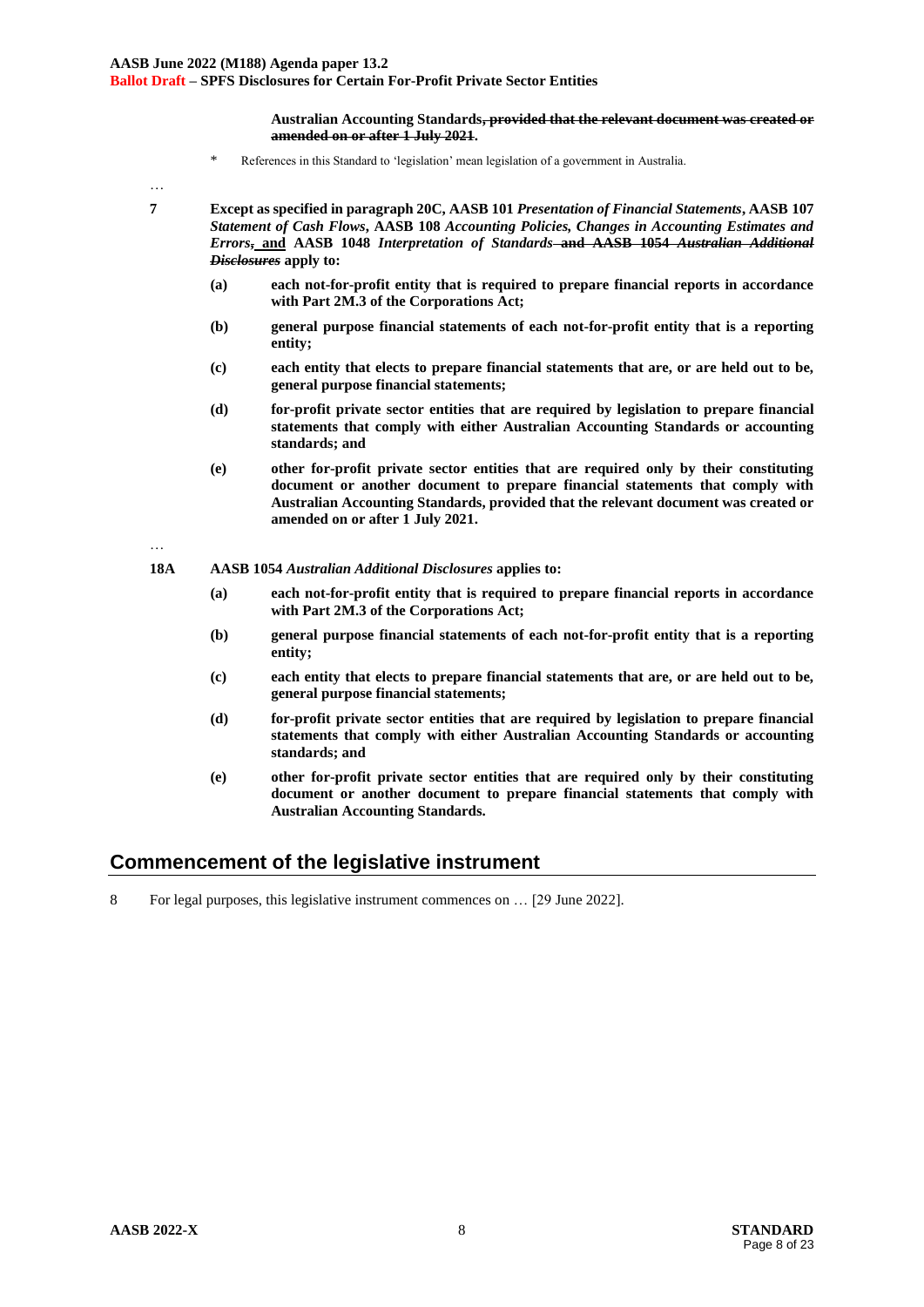**Australian Accounting Standards~~, provided that the relevant document was created or amended on or after 1 July 2021~~.**

\* References in this Standard to 'legislation' mean legislation of a government in Australia.

…

**7 Except as specified in paragraph 20C, AASB 101 *Presentation of Financial Statements*, AASB 107 *Statement of Cash Flows*, AASB 108 *Accounting Policies, Changes in Accounting Estimates and Errors*~~,~~ <u>and</u> AASB 1048 *Interpretation of Standards* ~~and AASB 1054 *Australian Additional Disclosures*~~ apply to:**

**(a) each not-for-profit entity that is required to prepare financial reports in accordance with Part 2M.3 of the Corporations Act;**

**(b) general purpose financial statements of each not-for-profit entity that is a reporting entity;**

**(c) each entity that elects to prepare financial statements that are, or are held out to be, general purpose financial statements;**

**(d) for-profit private sector entities that are required by legislation to prepare financial statements that comply with either Australian Accounting Standards or accounting standards; and**

**(e) other for-profit private sector entities that are required only by their constituting document or another document to prepare financial statements that comply with Australian Accounting Standards, provided that the relevant document was created or amended on or after 1 July 2021.**

…

**18A AASB 1054 *Australian Additional Disclosures* applies to:**

**(a) each not-for-profit entity that is required to prepare financial reports in accordance with Part 2M.3 of the Corporations Act;**

**(b) general purpose financial statements of each not-for-profit entity that is a reporting entity;**

**(c) each entity that elects to prepare financial statements that are, or are held out to be, general purpose financial statements;**

**(d) for-profit private sector entities that are required by legislation to prepare financial statements that comply with either Australian Accounting Standards or accounting standards; and**

**(e) other for-profit private sector entities that are required only by their constituting document or another document to prepare financial statements that comply with Australian Accounting Standards.**

## Commencement of the legislative instrument

8 For legal purposes, this legislative instrument commences on … [29 June 2022].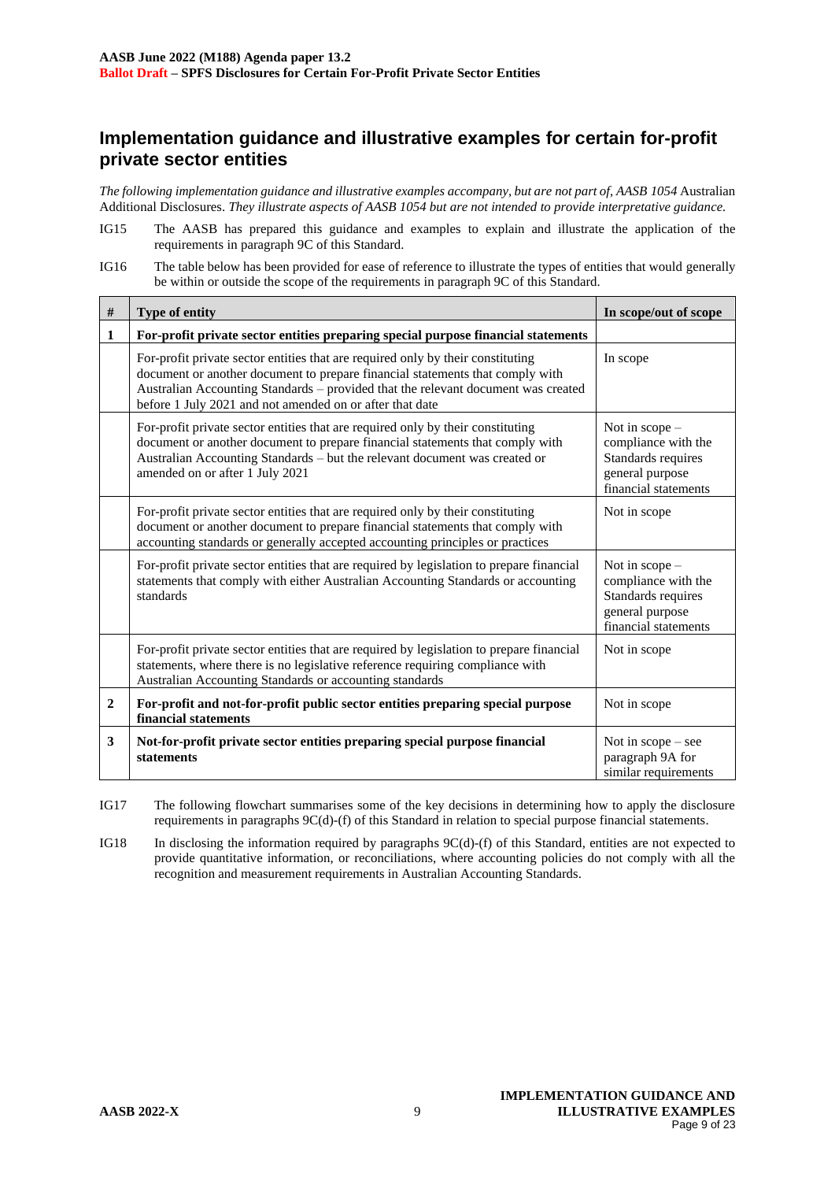## Implementation guidance and illustrative examples for certain for-profit private sector entities

*The following implementation guidance and illustrative examples accompany, but are not part of, AASB 1054* Australian Additional Disclosures. *They illustrate aspects of AASB 1054 but are not intended to provide interpretative guidance.*

IG15 The AASB has prepared this guidance and examples to explain and illustrate the application of the requirements in paragraph 9C of this Standard.

IG16 The table below has been provided for ease of reference to illustrate the types of entities that would generally be within or outside the scope of the requirements in paragraph 9C of this Standard.

| # | Type of entity | In scope/out of scope |
|---|---|---|
| **1** | **For-profit private sector entities preparing special purpose financial statements** | |
| | For-profit private sector entities that are required only by their constituting document or another document to prepare financial statements that comply with Australian Accounting Standards – provided that the relevant document was created before 1 July 2021 and not amended on or after that date | In scope |
| | For-profit private sector entities that are required only by their constituting document or another document to prepare financial statements that comply with Australian Accounting Standards – but the relevant document was created or amended on or after 1 July 2021 | Not in scope – compliance with the Standards requires general purpose financial statements |
| | For-profit private sector entities that are required only by their constituting document or another document to prepare financial statements that comply with accounting standards or generally accepted accounting principles or practices | Not in scope |
| | For-profit private sector entities that are required by legislation to prepare financial statements that comply with either Australian Accounting Standards or accounting standards | Not in scope – compliance with the Standards requires general purpose financial statements |
| | For-profit private sector entities that are required by legislation to prepare financial statements, where there is no legislative reference requiring compliance with Australian Accounting Standards or accounting standards | Not in scope |
| **2** | **For-profit and not-for-profit public sector entities preparing special purpose financial statements** | Not in scope |
| **3** | **Not-for-profit private sector entities preparing special purpose financial statements** | Not in scope – see paragraph 9A for similar requirements |

IG17 The following flowchart summarises some of the key decisions in determining how to apply the disclosure requirements in paragraphs 9C(d)-(f) of this Standard in relation to special purpose financial statements.

IG18 In disclosing the information required by paragraphs 9C(d)-(f) of this Standard, entities are not expected to provide quantitative information, or reconciliations, where accounting policies do not comply with all the recognition and measurement requirements in Australian Accounting Standards.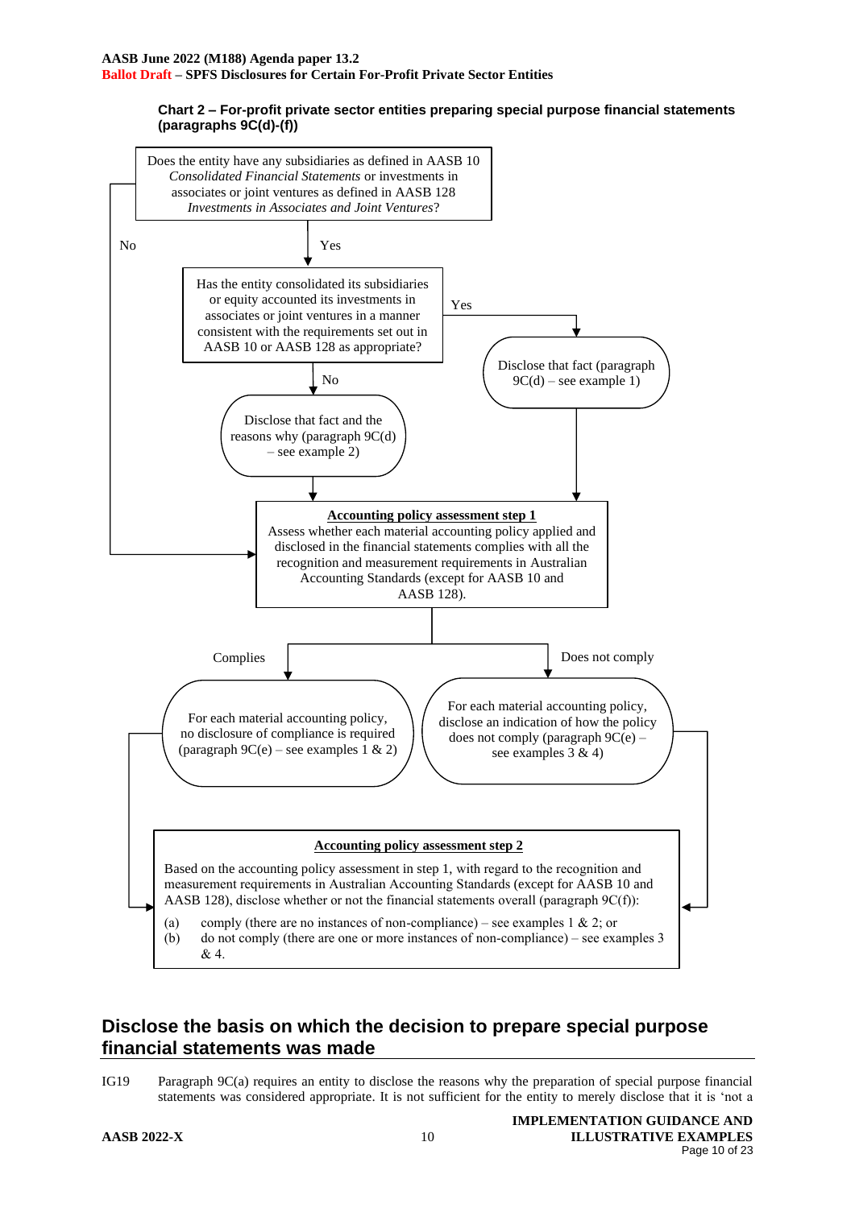**Chart 2 – For-profit private sector entities preparing special purpose financial statements (paragraphs 9C(d)-(f))**

Does the entity have any subsidiaries as defined in AASB 10 *Consolidated Financial Statements* or investments in associates or joint ventures as defined in AASB 128 *Investments in Associates and Joint Ventures*?

- No → go to Accounting policy assessment step 1
- Yes → Has the entity consolidated its subsidiaries or equity accounted its investments in associates or joint ventures in a manner consistent with the requirements set out in AASB 10 or AASB 128 as appropriate?
  - Yes → Disclose that fact (paragraph 9C(d) – see example 1)
  - No → Disclose that fact and the reasons why (paragraph 9C(d) – see example 2)

**Accounting policy assessment step 1**

Assess whether each material accounting policy applied and disclosed in the financial statements complies with all the recognition and measurement requirements in Australian Accounting Standards (except for AASB 10 and AASB 128).

- Complies → For each material accounting policy, no disclosure of compliance is required (paragraph 9C(e) – see examples 1 & 2)
- Does not comply → For each material accounting policy, disclose an indication of how the policy does not comply (paragraph 9C(e) – see examples 3 & 4)

**Accounting policy assessment step 2**

Based on the accounting policy assessment in step 1, with regard to the recognition and measurement requirements in Australian Accounting Standards (except for AASB 10 and AASB 128), disclose whether or not the financial statements overall (paragraph 9C(f)):

(a) comply (there are no instances of non-compliance) – see examples 1 & 2; or
(b) do not comply (there are one or more instances of non-compliance) – see examples 3 & 4.

## Disclose the basis on which the decision to prepare special purpose financial statements was made

IG19 Paragraph 9C(a) requires an entity to disclose the reasons why the preparation of special purpose financial statements was considered appropriate. It is not sufficient for the entity to merely disclose that it is 'not a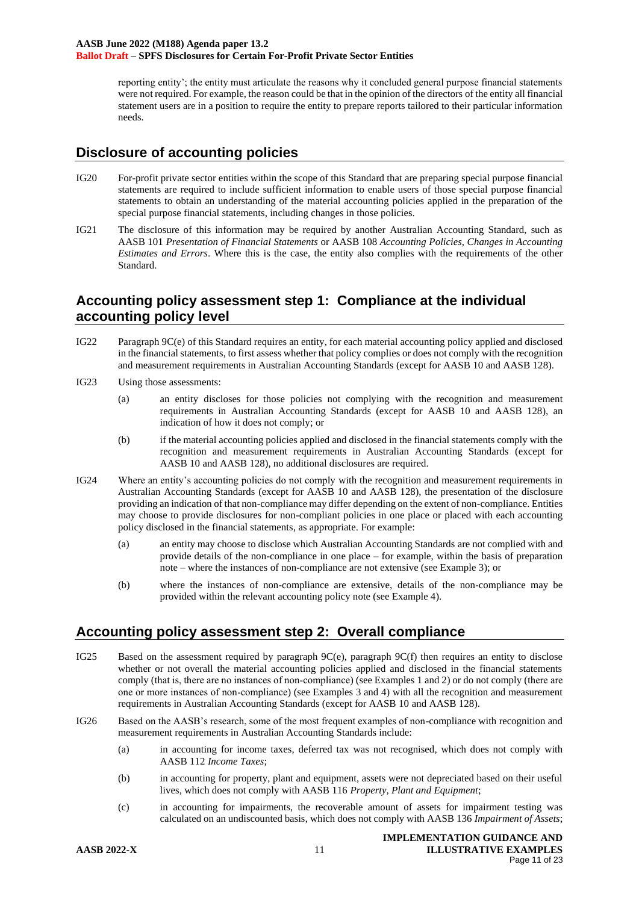reporting entity'; the entity must articulate the reasons why it concluded general purpose financial statements were not required. For example, the reason could be that in the opinion of the directors of the entity all financial statement users are in a position to require the entity to prepare reports tailored to their particular information needs.

## Disclosure of accounting policies

IG20 For-profit private sector entities within the scope of this Standard that are preparing special purpose financial statements are required to include sufficient information to enable users of those special purpose financial statements to obtain an understanding of the material accounting policies applied in the preparation of the special purpose financial statements, including changes in those policies.

IG21 The disclosure of this information may be required by another Australian Accounting Standard, such as AASB 101 *Presentation of Financial Statements* or AASB 108 *Accounting Policies, Changes in Accounting Estimates and Errors*. Where this is the case, the entity also complies with the requirements of the other Standard.

## Accounting policy assessment step 1: Compliance at the individual accounting policy level

IG22 Paragraph 9C(e) of this Standard requires an entity, for each material accounting policy applied and disclosed in the financial statements, to first assess whether that policy complies or does not comply with the recognition and measurement requirements in Australian Accounting Standards (except for AASB 10 and AASB 128).

IG23 Using those assessments:

(a) an entity discloses for those policies not complying with the recognition and measurement requirements in Australian Accounting Standards (except for AASB 10 and AASB 128), an indication of how it does not comply; or

(b) if the material accounting policies applied and disclosed in the financial statements comply with the recognition and measurement requirements in Australian Accounting Standards (except for AASB 10 and AASB 128), no additional disclosures are required.

IG24 Where an entity's accounting policies do not comply with the recognition and measurement requirements in Australian Accounting Standards (except for AASB 10 and AASB 128), the presentation of the disclosure providing an indication of that non-compliance may differ depending on the extent of non-compliance. Entities may choose to provide disclosures for non-compliant policies in one place or placed with each accounting policy disclosed in the financial statements, as appropriate. For example:

(a) an entity may choose to disclose which Australian Accounting Standards are not complied with and provide details of the non-compliance in one place – for example, within the basis of preparation note – where the instances of non-compliance are not extensive (see Example 3); or

(b) where the instances of non-compliance are extensive, details of the non-compliance may be provided within the relevant accounting policy note (see Example 4).

## Accounting policy assessment step 2: Overall compliance

IG25 Based on the assessment required by paragraph 9C(e), paragraph 9C(f) then requires an entity to disclose whether or not overall the material accounting policies applied and disclosed in the financial statements comply (that is, there are no instances of non-compliance) (see Examples 1 and 2) or do not comply (there are one or more instances of non-compliance) (see Examples 3 and 4) with all the recognition and measurement requirements in Australian Accounting Standards (except for AASB 10 and AASB 128).

IG26 Based on the AASB's research, some of the most frequent examples of non-compliance with recognition and measurement requirements in Australian Accounting Standards include:

(a) in accounting for income taxes, deferred tax was not recognised, which does not comply with AASB 112 *Income Taxes*;

(b) in accounting for property, plant and equipment, assets were not depreciated based on their useful lives, which does not comply with AASB 116 *Property, Plant and Equipment*;

(c) in accounting for impairments, the recoverable amount of assets for impairment testing was calculated on an undiscounted basis, which does not comply with AASB 136 *Impairment of Assets*;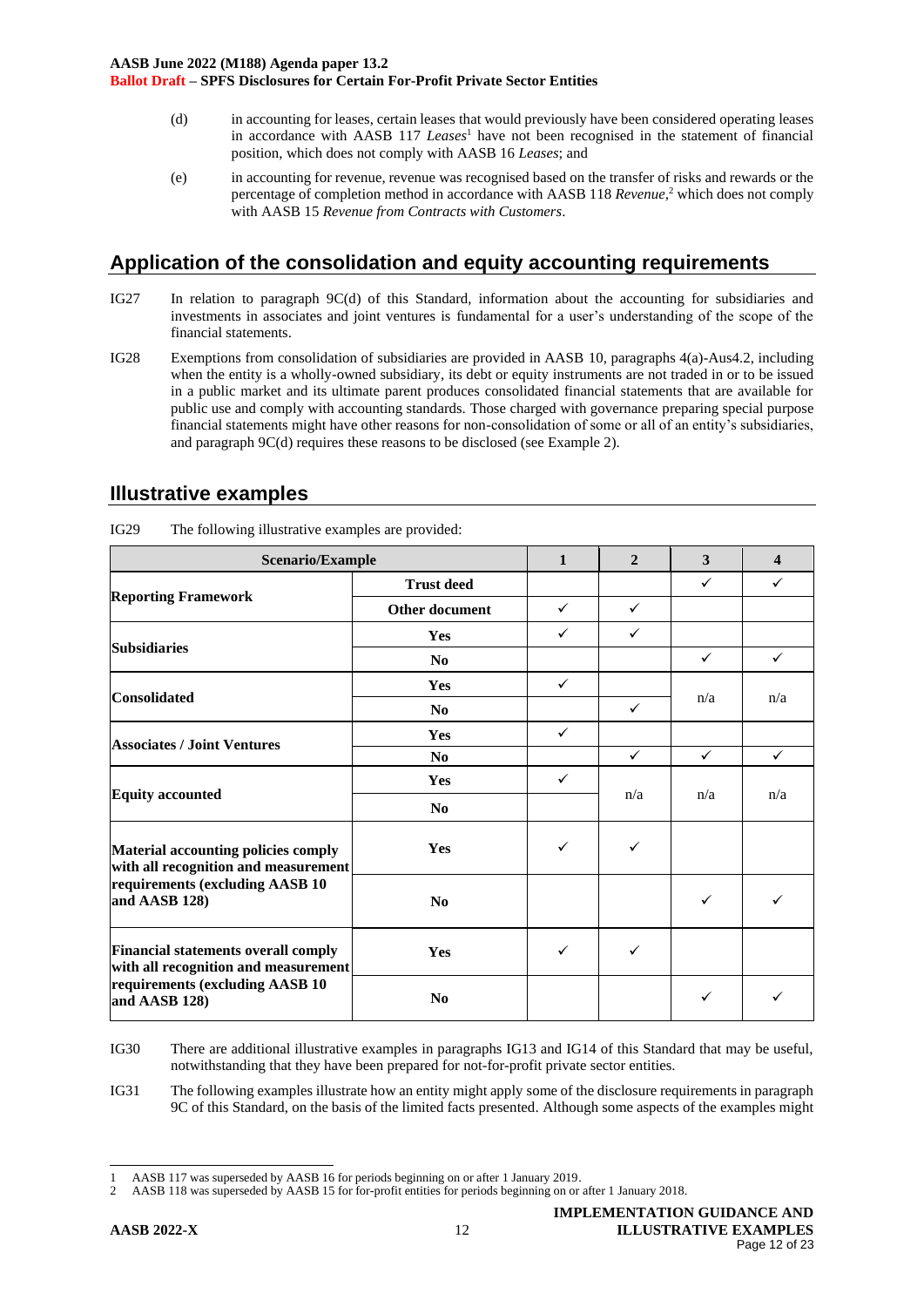(d) in accounting for leases, certain leases that would previously have been considered operating leases in accordance with AASB 117 *Leases*[1] have not been recognised in the statement of financial position, which does not comply with AASB 16 *Leases*; and

(e) in accounting for revenue, revenue was recognised based on the transfer of risks and rewards or the percentage of completion method in accordance with AASB 118 *Revenue*,[2] which does not comply with AASB 15 *Revenue from Contracts with Customers*.

## Application of the consolidation and equity accounting requirements

IG27 In relation to paragraph 9C(d) of this Standard, information about the accounting for subsidiaries and investments in associates and joint ventures is fundamental for a user's understanding of the scope of the financial statements.

IG28 Exemptions from consolidation of subsidiaries are provided in AASB 10, paragraphs 4(a)-Aus4.2, including when the entity is a wholly-owned subsidiary, its debt or equity instruments are not traded in or to be issued in a public market and its ultimate parent produces consolidated financial statements that are available for public use and comply with accounting standards. Those charged with governance preparing special purpose financial statements might have other reasons for non-consolidation of some or all of an entity's subsidiaries, and paragraph 9C(d) requires these reasons to be disclosed (see Example 2).

## Illustrative examples

IG29 The following illustrative examples are provided:

| Scenario/Example | | 1 | 2 | 3 | 4 |
|---|---|---|---|---|---|
| **Reporting Framework** | **Trust deed** | | | ✓ | ✓ |
| | **Other document** | ✓ | ✓ | | |
| **Subsidiaries** | **Yes** | ✓ | ✓ | | |
| | **No** | | | ✓ | ✓ |
| **Consolidated** | **Yes** | ✓ | | n/a | n/a |
| | **No** | | ✓ | | |
| **Associates / Joint Ventures** | **Yes** | ✓ | | | |
| | **No** | | ✓ | ✓ | ✓ |
| **Equity accounted** | **Yes** | ✓ | n/a | n/a | n/a |
| | **No** | | | | |
| **Material accounting policies comply with all recognition and measurement requirements (excluding AASB 10 and AASB 128)** | **Yes** | ✓ | ✓ | | |
| | **No** | | | ✓ | ✓ |
| **Financial statements overall comply with all recognition and measurement requirements (excluding AASB 10 and AASB 128)** | **Yes** | ✓ | ✓ | | |
| | **No** | | | ✓ | ✓ |

IG30 There are additional illustrative examples in paragraphs IG13 and IG14 of this Standard that may be useful, notwithstanding that they have been prepared for not-for-profit private sector entities.

IG31 The following examples illustrate how an entity might apply some of the disclosure requirements in paragraph 9C of this Standard, on the basis of the limited facts presented. Although some aspects of the examples might

---

[1] AASB 117 was superseded by AASB 16 for periods beginning on or after 1 January 2019.

[2] AASB 118 was superseded by AASB 15 for for-profit entities for periods beginning on or after 1 January 2018.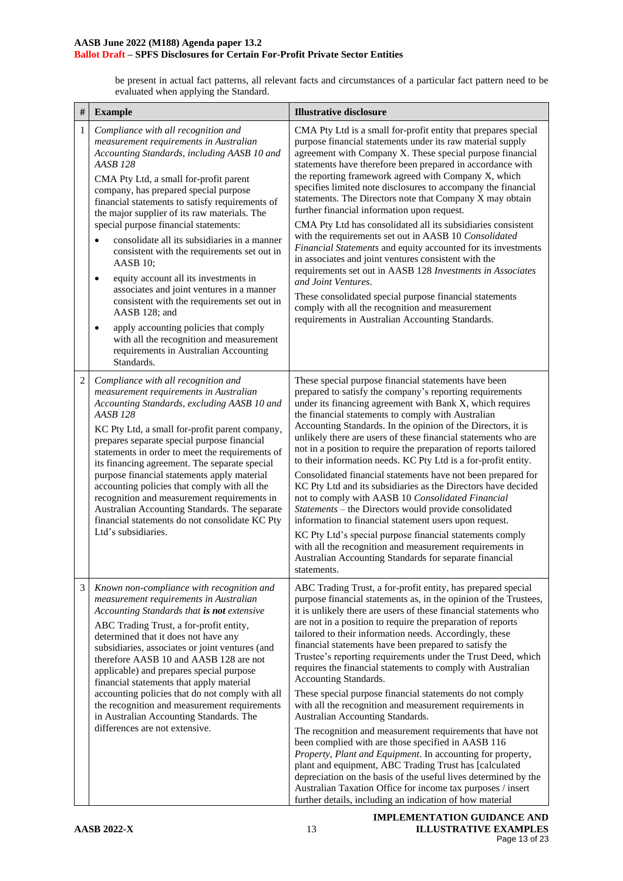be present in actual fact patterns, all relevant facts and circumstances of a particular fact pattern need to be evaluated when applying the Standard.

| # | Example | Illustrative disclosure |
|---|---|---|
| 1 | *Compliance with all recognition and measurement requirements in Australian Accounting Standards, including AASB 10 and AASB 128*<br><br>CMA Pty Ltd, a small for-profit parent company, has prepared special purpose financial statements to satisfy requirements of the major supplier of its raw materials. The special purpose financial statements:<br><br>• consolidate all its subsidiaries in a manner consistent with the requirements set out in AASB 10;<br>• equity account all its investments in associates and joint ventures in a manner consistent with the requirements set out in AASB 128; and<br>• apply accounting policies that comply with all the recognition and measurement requirements in Australian Accounting Standards. | CMA Pty Ltd is a small for-profit entity that prepares special purpose financial statements under its raw material supply agreement with Company X. These special purpose financial statements have therefore been prepared in accordance with the reporting framework agreed with Company X, which specifies limited note disclosures to accompany the financial statements. The Directors note that Company X may obtain further financial information upon request.<br><br>CMA Pty Ltd has consolidated all its subsidiaries consistent with the requirements set out in AASB 10 *Consolidated Financial Statements* and equity accounted for its investments in associates and joint ventures consistent with the requirements set out in AASB 128 *Investments in Associates and Joint Ventures*.<br><br>These consolidated special purpose financial statements comply with all the recognition and measurement requirements in Australian Accounting Standards. |
| 2 | *Compliance with all recognition and measurement requirements in Australian Accounting Standards, excluding AASB 10 and AASB 128*<br><br>KC Pty Ltd, a small for-profit parent company, prepares separate special purpose financial statements in order to meet the requirements of its financing agreement. The separate special purpose financial statements apply material accounting policies that comply with all the recognition and measurement requirements in Australian Accounting Standards. The separate financial statements do not consolidate KC Pty Ltd's subsidiaries. | These special purpose financial statements have been prepared to satisfy the company's reporting requirements under its financing agreement with Bank X, which requires the financial statements to comply with Australian Accounting Standards. In the opinion of the Directors, it is unlikely there are users of these financial statements who are not in a position to require the preparation of reports tailored to their information needs. KC Pty Ltd is a for-profit entity.<br><br>Consolidated financial statements have not been prepared for KC Pty Ltd and its subsidiaries as the Directors have decided not to comply with AASB 10 *Consolidated Financial Statements* – the Directors would provide consolidated information to financial statement users upon request.<br><br>KC Pty Ltd's special purpose financial statements comply with all the recognition and measurement requirements in Australian Accounting Standards for separate financial statements. |
| 3 | *Known non-compliance with recognition and measurement requirements in Australian Accounting Standards that **is not** extensive*<br><br>ABC Trading Trust, a for-profit entity, determined that it does not have any subsidiaries, associates or joint ventures (and therefore AASB 10 and AASB 128 are not applicable) and prepares special purpose financial statements that apply material accounting policies that do not comply with all the recognition and measurement requirements in Australian Accounting Standards. The differences are not extensive. | ABC Trading Trust, a for-profit entity, has prepared special purpose financial statements as, in the opinion of the Trustees, it is unlikely there are users of these financial statements who are not in a position to require the preparation of reports tailored to their information needs. Accordingly, these financial statements have been prepared to satisfy the Trustee's reporting requirements under the Trust Deed, which requires the financial statements to comply with Australian Accounting Standards.<br><br>These special purpose financial statements do not comply with all the recognition and measurement requirements in Australian Accounting Standards.<br><br>The recognition and measurement requirements that have not been complied with are those specified in AASB 116 *Property, Plant and Equipment*. In accounting for property, plant and equipment, ABC Trading Trust has [calculated depreciation on the basis of the useful lives determined by the Australian Taxation Office for income tax purposes / insert further details, including an indication of how material |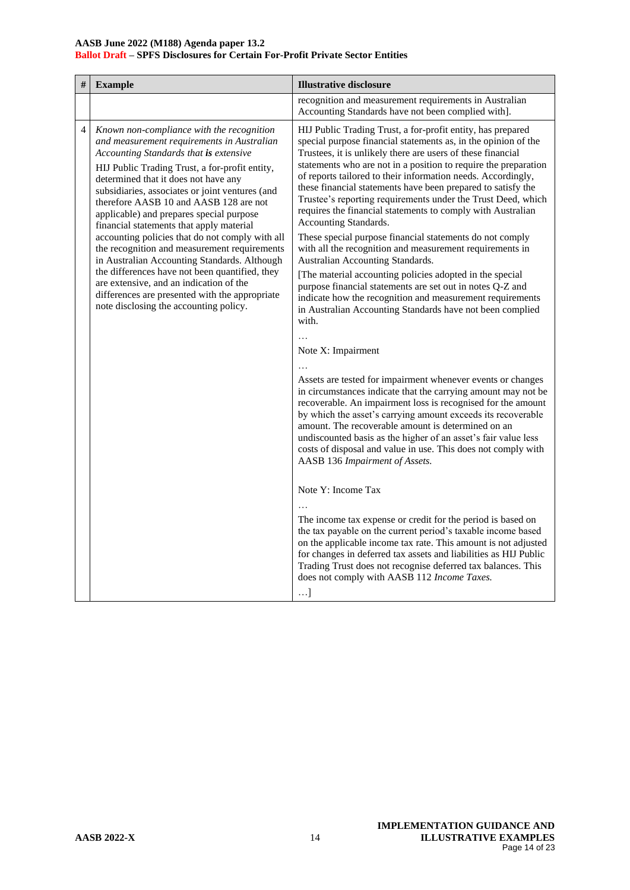| # | Example | Illustrative disclosure |
|---|---|---|
| | | recognition and measurement requirements in Australian Accounting Standards have not been complied with]. |
| 4 | *Known non-compliance with the recognition and measurement requirements in Australian Accounting Standards that **is** extensive*<br><br>HIJ Public Trading Trust, a for-profit entity, determined that it does not have any subsidiaries, associates or joint ventures (and therefore AASB 10 and AASB 128 are not applicable) and prepares special purpose financial statements that apply material accounting policies that do not comply with all the recognition and measurement requirements in Australian Accounting Standards. Although the differences have not been quantified, they are extensive, and an indication of the differences are presented with the appropriate note disclosing the accounting policy. | HIJ Public Trading Trust, a for-profit entity, has prepared special purpose financial statements as, in the opinion of the Trustees, it is unlikely there are users of these financial statements who are not in a position to require the preparation of reports tailored to their information needs. Accordingly, these financial statements have been prepared to satisfy the Trustee's reporting requirements under the Trust Deed, which requires the financial statements to comply with Australian Accounting Standards.<br><br>These special purpose financial statements do not comply with all the recognition and measurement requirements in Australian Accounting Standards.<br><br>[The material accounting policies adopted in the special purpose financial statements are set out in notes Q-Z and indicate how the recognition and measurement requirements in Australian Accounting Standards have not been complied with.<br><br>…<br><br>Note X: Impairment<br><br>…<br><br>Assets are tested for impairment whenever events or changes in circumstances indicate that the carrying amount may not be recoverable. An impairment loss is recognised for the amount by which the asset's carrying amount exceeds its recoverable amount. The recoverable amount is determined on an undiscounted basis as the higher of an asset's fair value less costs of disposal and value in use. This does not comply with AASB 136 *Impairment of Assets.*<br><br>Note Y: Income Tax<br><br>…<br><br>The income tax expense or credit for the period is based on the tax payable on the current period's taxable income based on the applicable income tax rate. This amount is not adjusted for changes in deferred tax assets and liabilities as HIJ Public Trading Trust does not recognise deferred tax balances. This does not comply with AASB 112 *Income Taxes.*<br><br>…] |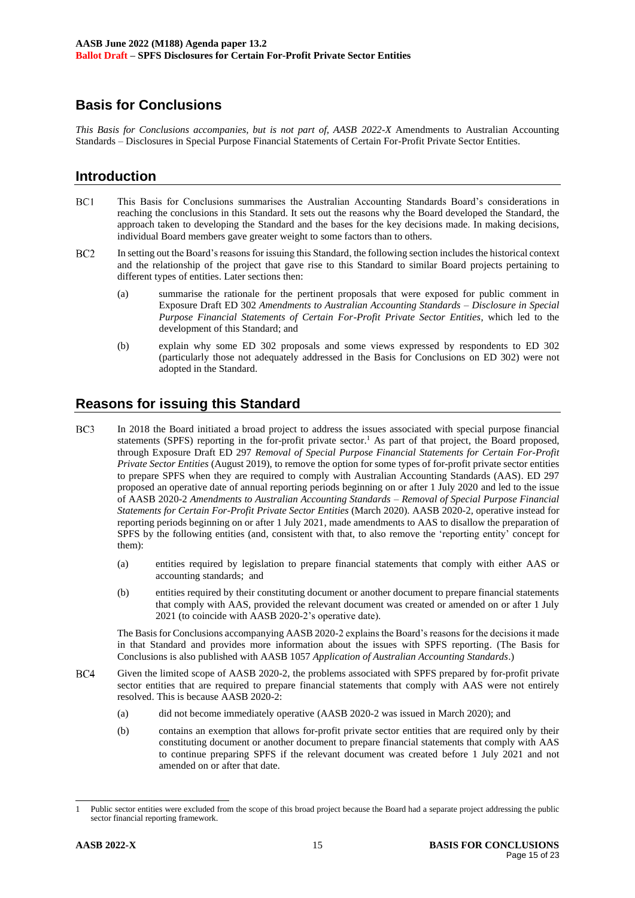## Basis for Conclusions

*This Basis for Conclusions accompanies, but is not part of, AASB 2022-X* Amendments to Australian Accounting Standards – Disclosures in Special Purpose Financial Statements of Certain For-Profit Private Sector Entities.

## Introduction

BC1 This Basis for Conclusions summarises the Australian Accounting Standards Board's considerations in reaching the conclusions in this Standard. It sets out the reasons why the Board developed the Standard, the approach taken to developing the Standard and the bases for the key decisions made. In making decisions, individual Board members gave greater weight to some factors than to others.

BC2 In setting out the Board's reasons for issuing this Standard, the following section includes the historical context and the relationship of the project that gave rise to this Standard to similar Board projects pertaining to different types of entities. Later sections then:

(a) summarise the rationale for the pertinent proposals that were exposed for public comment in Exposure Draft ED 302 *Amendments to Australian Accounting Standards – Disclosure in Special Purpose Financial Statements of Certain For-Profit Private Sector Entities*, which led to the development of this Standard; and

(b) explain why some ED 302 proposals and some views expressed by respondents to ED 302 (particularly those not adequately addressed in the Basis for Conclusions on ED 302) were not adopted in the Standard.

## Reasons for issuing this Standard

BC3 In 2018 the Board initiated a broad project to address the issues associated with special purpose financial statements (SPFS) reporting in the for-profit private sector.[1] As part of that project, the Board proposed, through Exposure Draft ED 297 *Removal of Special Purpose Financial Statements for Certain For-Profit Private Sector Entities* (August 2019), to remove the option for some types of for-profit private sector entities to prepare SPFS when they are required to comply with Australian Accounting Standards (AAS). ED 297 proposed an operative date of annual reporting periods beginning on or after 1 July 2020 and led to the issue of AASB 2020-2 *Amendments to Australian Accounting Standards – Removal of Special Purpose Financial Statements for Certain For-Profit Private Sector Entities* (March 2020). AASB 2020-2, operative instead for reporting periods beginning on or after 1 July 2021, made amendments to AAS to disallow the preparation of SPFS by the following entities (and, consistent with that, to also remove the 'reporting entity' concept for them):

(a) entities required by legislation to prepare financial statements that comply with either AAS or accounting standards; and

(b) entities required by their constituting document or another document to prepare financial statements that comply with AAS, provided the relevant document was created or amended on or after 1 July 2021 (to coincide with AASB 2020-2's operative date).

The Basis for Conclusions accompanying AASB 2020-2 explains the Board's reasons for the decisions it made in that Standard and provides more information about the issues with SPFS reporting. (The Basis for Conclusions is also published with AASB 1057 *Application of Australian Accounting Standards*.)

BC4 Given the limited scope of AASB 2020-2, the problems associated with SPFS prepared by for-profit private sector entities that are required to prepare financial statements that comply with AAS were not entirely resolved. This is because AASB 2020-2:

(a) did not become immediately operative (AASB 2020-2 was issued in March 2020); and

(b) contains an exemption that allows for-profit private sector entities that are required only by their constituting document or another document to prepare financial statements that comply with AAS to continue preparing SPFS if the relevant document was created before 1 July 2021 and not amended on or after that date.

[1] Public sector entities were excluded from the scope of this broad project because the Board had a separate project addressing the public sector financial reporting framework.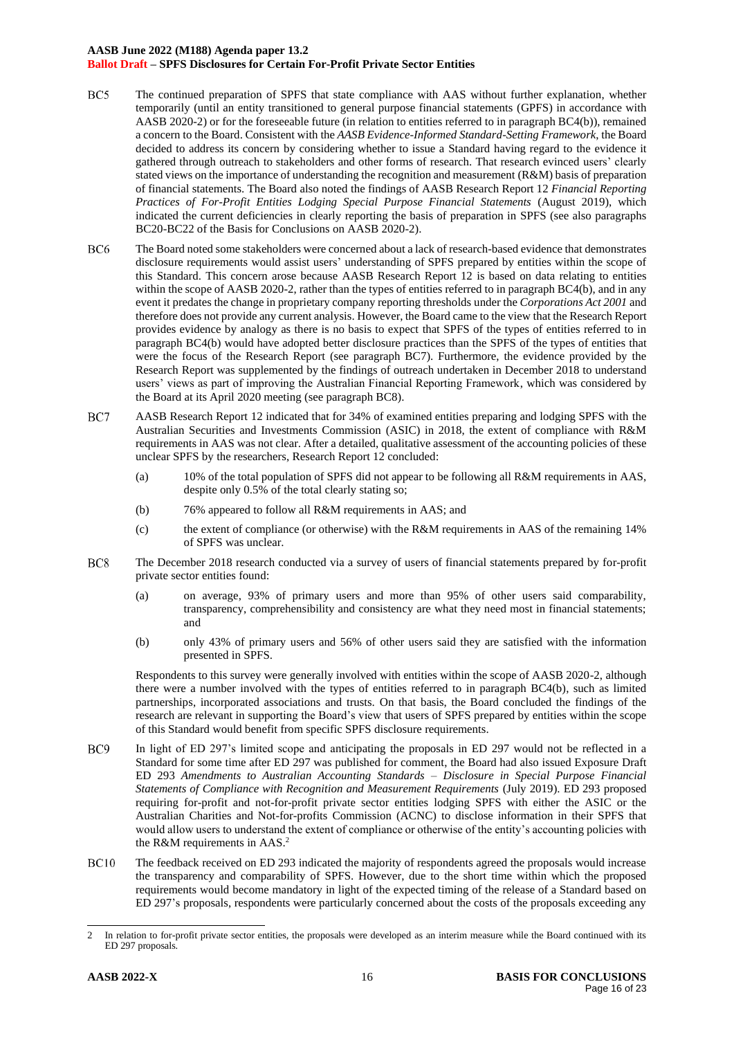BC5 The continued preparation of SPFS that state compliance with AAS without further explanation, whether temporarily (until an entity transitioned to general purpose financial statements (GPFS) in accordance with AASB 2020-2) or for the foreseeable future (in relation to entities referred to in paragraph BC4(b)), remained a concern to the Board. Consistent with the *AASB Evidence-Informed Standard-Setting Framework*, the Board decided to address its concern by considering whether to issue a Standard having regard to the evidence it gathered through outreach to stakeholders and other forms of research. That research evinced users' clearly stated views on the importance of understanding the recognition and measurement (R&M) basis of preparation of financial statements. The Board also noted the findings of AASB Research Report 12 *Financial Reporting Practices of For-Profit Entities Lodging Special Purpose Financial Statements* (August 2019), which indicated the current deficiencies in clearly reporting the basis of preparation in SPFS (see also paragraphs BC20-BC22 of the Basis for Conclusions on AASB 2020-2).

BC6 The Board noted some stakeholders were concerned about a lack of research-based evidence that demonstrates disclosure requirements would assist users' understanding of SPFS prepared by entities within the scope of this Standard. This concern arose because AASB Research Report 12 is based on data relating to entities within the scope of AASB 2020-2, rather than the types of entities referred to in paragraph BC4(b), and in any event it predates the change in proprietary company reporting thresholds under the *Corporations Act 2001* and therefore does not provide any current analysis. However, the Board came to the view that the Research Report provides evidence by analogy as there is no basis to expect that SPFS of the types of entities referred to in paragraph BC4(b) would have adopted better disclosure practices than the SPFS of the types of entities that were the focus of the Research Report (see paragraph BC7). Furthermore, the evidence provided by the Research Report was supplemented by the findings of outreach undertaken in December 2018 to understand users' views as part of improving the Australian Financial Reporting Framework, which was considered by the Board at its April 2020 meeting (see paragraph BC8).

BC7 AASB Research Report 12 indicated that for 34% of examined entities preparing and lodging SPFS with the Australian Securities and Investments Commission (ASIC) in 2018, the extent of compliance with R&M requirements in AAS was not clear. After a detailed, qualitative assessment of the accounting policies of these unclear SPFS by the researchers, Research Report 12 concluded:

(a) 10% of the total population of SPFS did not appear to be following all R&M requirements in AAS, despite only 0.5% of the total clearly stating so;

(b) 76% appeared to follow all R&M requirements in AAS; and

(c) the extent of compliance (or otherwise) with the R&M requirements in AAS of the remaining 14% of SPFS was unclear.

BC8 The December 2018 research conducted via a survey of users of financial statements prepared by for-profit private sector entities found:

(a) on average, 93% of primary users and more than 95% of other users said comparability, transparency, comprehensibility and consistency are what they need most in financial statements; and

(b) only 43% of primary users and 56% of other users said they are satisfied with the information presented in SPFS.

Respondents to this survey were generally involved with entities within the scope of AASB 2020-2, although there were a number involved with the types of entities referred to in paragraph BC4(b), such as limited partnerships, incorporated associations and trusts. On that basis, the Board concluded the findings of the research are relevant in supporting the Board's view that users of SPFS prepared by entities within the scope of this Standard would benefit from specific SPFS disclosure requirements.

BC9 In light of ED 297's limited scope and anticipating the proposals in ED 297 would not be reflected in a Standard for some time after ED 297 was published for comment, the Board had also issued Exposure Draft ED 293 *Amendments to Australian Accounting Standards – Disclosure in Special Purpose Financial Statements of Compliance with Recognition and Measurement Requirements* (July 2019). ED 293 proposed requiring for-profit and not-for-profit private sector entities lodging SPFS with either the ASIC or the Australian Charities and Not-for-profits Commission (ACNC) to disclose information in their SPFS that would allow users to understand the extent of compliance or otherwise of the entity's accounting policies with the R&M requirements in AAS.[2]

BC10 The feedback received on ED 293 indicated the majority of respondents agreed the proposals would increase the transparency and comparability of SPFS. However, due to the short time within which the proposed requirements would become mandatory in light of the expected timing of the release of a Standard based on ED 297's proposals, respondents were particularly concerned about the costs of the proposals exceeding any

[2] In relation to for-profit private sector entities, the proposals were developed as an interim measure while the Board continued with its ED 297 proposals.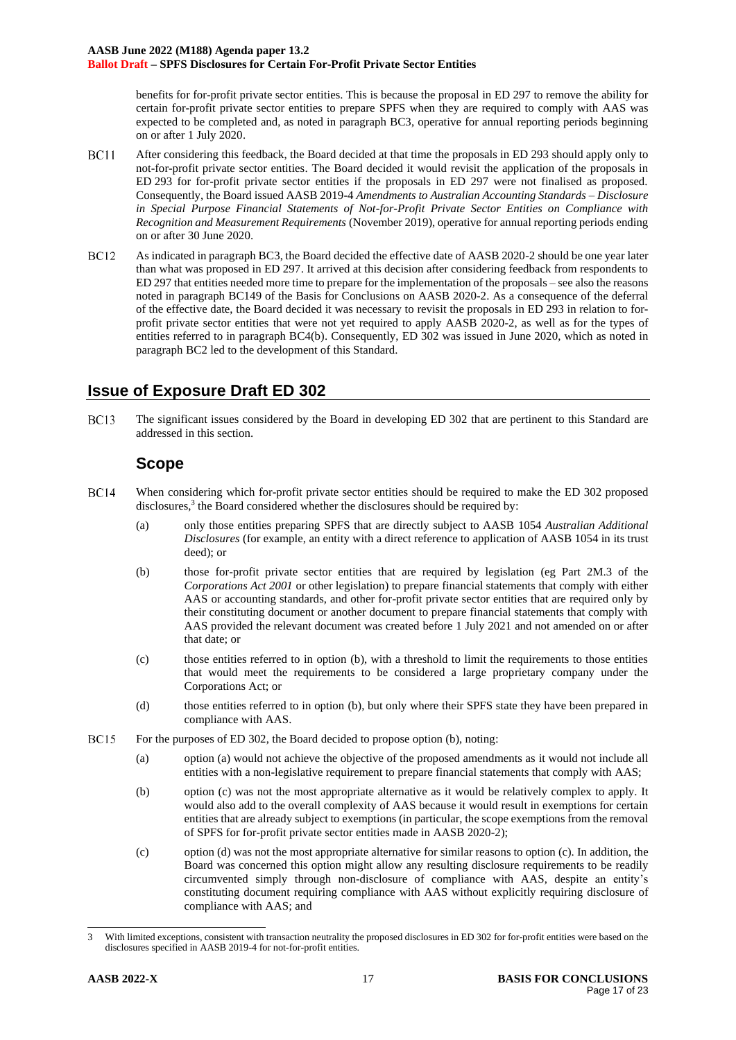benefits for for-profit private sector entities. This is because the proposal in ED 297 to remove the ability for certain for-profit private sector entities to prepare SPFS when they are required to comply with AAS was expected to be completed and, as noted in paragraph BC3, operative for annual reporting periods beginning on or after 1 July 2020.

BC11 After considering this feedback, the Board decided at that time the proposals in ED 293 should apply only to not-for-profit private sector entities. The Board decided it would revisit the application of the proposals in ED 293 for for-profit private sector entities if the proposals in ED 297 were not finalised as proposed. Consequently, the Board issued AASB 2019-4 *Amendments to Australian Accounting Standards – Disclosure in Special Purpose Financial Statements of Not-for-Profit Private Sector Entities on Compliance with Recognition and Measurement Requirements* (November 2019), operative for annual reporting periods ending on or after 30 June 2020.

BC12 As indicated in paragraph BC3, the Board decided the effective date of AASB 2020-2 should be one year later than what was proposed in ED 297. It arrived at this decision after considering feedback from respondents to ED 297 that entities needed more time to prepare for the implementation of the proposals – see also the reasons noted in paragraph BC149 of the Basis for Conclusions on AASB 2020-2. As a consequence of the deferral of the effective date, the Board decided it was necessary to revisit the proposals in ED 293 in relation to for-profit private sector entities that were not yet required to apply AASB 2020-2, as well as for the types of entities referred to in paragraph BC4(b). Consequently, ED 302 was issued in June 2020, which as noted in paragraph BC2 led to the development of this Standard.

## Issue of Exposure Draft ED 302

BC13 The significant issues considered by the Board in developing ED 302 that are pertinent to this Standard are addressed in this section.

### Scope

BC14 When considering which for-profit private sector entities should be required to make the ED 302 proposed disclosures,[3] the Board considered whether the disclosures should be required by:

(a) only those entities preparing SPFS that are directly subject to AASB 1054 *Australian Additional Disclosures* (for example, an entity with a direct reference to application of AASB 1054 in its trust deed); or

(b) those for-profit private sector entities that are required by legislation (eg Part 2M.3 of the *Corporations Act 2001* or other legislation) to prepare financial statements that comply with either AAS or accounting standards, and other for-profit private sector entities that are required only by their constituting document or another document to prepare financial statements that comply with AAS provided the relevant document was created before 1 July 2021 and not amended on or after that date; or

(c) those entities referred to in option (b), with a threshold to limit the requirements to those entities that would meet the requirements to be considered a large proprietary company under the Corporations Act; or

(d) those entities referred to in option (b), but only where their SPFS state they have been prepared in compliance with AAS.

BC15 For the purposes of ED 302, the Board decided to propose option (b), noting:

(a) option (a) would not achieve the objective of the proposed amendments as it would not include all entities with a non-legislative requirement to prepare financial statements that comply with AAS;

(b) option (c) was not the most appropriate alternative as it would be relatively complex to apply. It would also add to the overall complexity of AAS because it would result in exemptions for certain entities that are already subject to exemptions (in particular, the scope exemptions from the removal of SPFS for for-profit private sector entities made in AASB 2020-2);

(c) option (d) was not the most appropriate alternative for similar reasons to option (c). In addition, the Board was concerned this option might allow any resulting disclosure requirements to be readily circumvented simply through non-disclosure of compliance with AAS, despite an entity's constituting document requiring compliance with AAS without explicitly requiring disclosure of compliance with AAS; and

---

3 With limited exceptions, consistent with transaction neutrality the proposed disclosures in ED 302 for for-profit entities were based on the disclosures specified in AASB 2019-4 for not-for-profit entities.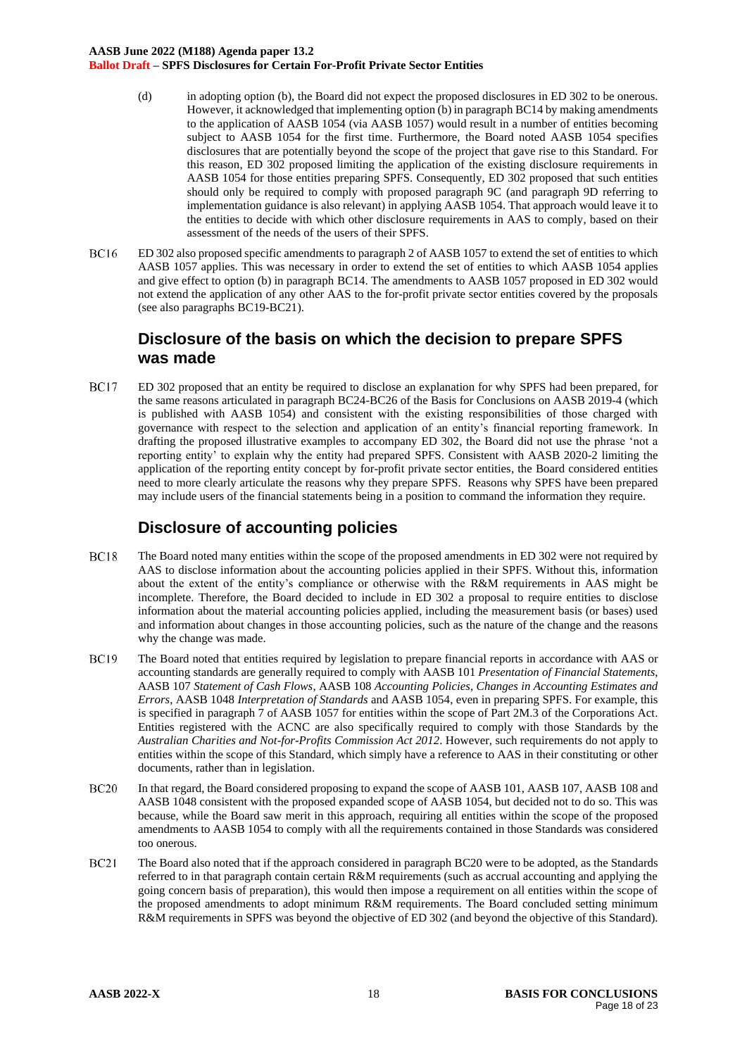(d) in adopting option (b), the Board did not expect the proposed disclosures in ED 302 to be onerous. However, it acknowledged that implementing option (b) in paragraph BC14 by making amendments to the application of AASB 1054 (via AASB 1057) would result in a number of entities becoming subject to AASB 1054 for the first time. Furthermore, the Board noted AASB 1054 specifies disclosures that are potentially beyond the scope of the project that gave rise to this Standard. For this reason, ED 302 proposed limiting the application of the existing disclosure requirements in AASB 1054 for those entities preparing SPFS. Consequently, ED 302 proposed that such entities should only be required to comply with proposed paragraph 9C (and paragraph 9D referring to implementation guidance is also relevant) in applying AASB 1054. That approach would leave it to the entities to decide with which other disclosure requirements in AAS to comply, based on their assessment of the needs of the users of their SPFS.

BC16 ED 302 also proposed specific amendments to paragraph 2 of AASB 1057 to extend the set of entities to which AASB 1057 applies. This was necessary in order to extend the set of entities to which AASB 1054 applies and give effect to option (b) in paragraph BC14. The amendments to AASB 1057 proposed in ED 302 would not extend the application of any other AAS to the for-profit private sector entities covered by the proposals (see also paragraphs BC19-BC21).

## Disclosure of the basis on which the decision to prepare SPFS was made

BC17 ED 302 proposed that an entity be required to disclose an explanation for why SPFS had been prepared, for the same reasons articulated in paragraph BC24-BC26 of the Basis for Conclusions on AASB 2019-4 (which is published with AASB 1054) and consistent with the existing responsibilities of those charged with governance with respect to the selection and application of an entity's financial reporting framework. In drafting the proposed illustrative examples to accompany ED 302, the Board did not use the phrase 'not a reporting entity' to explain why the entity had prepared SPFS. Consistent with AASB 2020-2 limiting the application of the reporting entity concept by for-profit private sector entities, the Board considered entities need to more clearly articulate the reasons why they prepare SPFS. Reasons why SPFS have been prepared may include users of the financial statements being in a position to command the information they require.

## Disclosure of accounting policies

BC18 The Board noted many entities within the scope of the proposed amendments in ED 302 were not required by AAS to disclose information about the accounting policies applied in their SPFS. Without this, information about the extent of the entity's compliance or otherwise with the R&M requirements in AAS might be incomplete. Therefore, the Board decided to include in ED 302 a proposal to require entities to disclose information about the material accounting policies applied, including the measurement basis (or bases) used and information about changes in those accounting policies, such as the nature of the change and the reasons why the change was made.

BC19 The Board noted that entities required by legislation to prepare financial reports in accordance with AAS or accounting standards are generally required to comply with AASB 101 *Presentation of Financial Statements*, AASB 107 *Statement of Cash Flows*, AASB 108 *Accounting Policies, Changes in Accounting Estimates and Errors*, AASB 1048 *Interpretation of Standards* and AASB 1054, even in preparing SPFS. For example, this is specified in paragraph 7 of AASB 1057 for entities within the scope of Part 2M.3 of the Corporations Act. Entities registered with the ACNC are also specifically required to comply with those Standards by the *Australian Charities and Not-for-Profits Commission Act 2012*. However, such requirements do not apply to entities within the scope of this Standard, which simply have a reference to AAS in their constituting or other documents, rather than in legislation.

BC20 In that regard, the Board considered proposing to expand the scope of AASB 101, AASB 107, AASB 108 and AASB 1048 consistent with the proposed expanded scope of AASB 1054, but decided not to do so. This was because, while the Board saw merit in this approach, requiring all entities within the scope of the proposed amendments to AASB 1054 to comply with all the requirements contained in those Standards was considered too onerous.

BC21 The Board also noted that if the approach considered in paragraph BC20 were to be adopted, as the Standards referred to in that paragraph contain certain R&M requirements (such as accrual accounting and applying the going concern basis of preparation), this would then impose a requirement on all entities within the scope of the proposed amendments to adopt minimum R&M requirements. The Board concluded setting minimum R&M requirements in SPFS was beyond the objective of ED 302 (and beyond the objective of this Standard).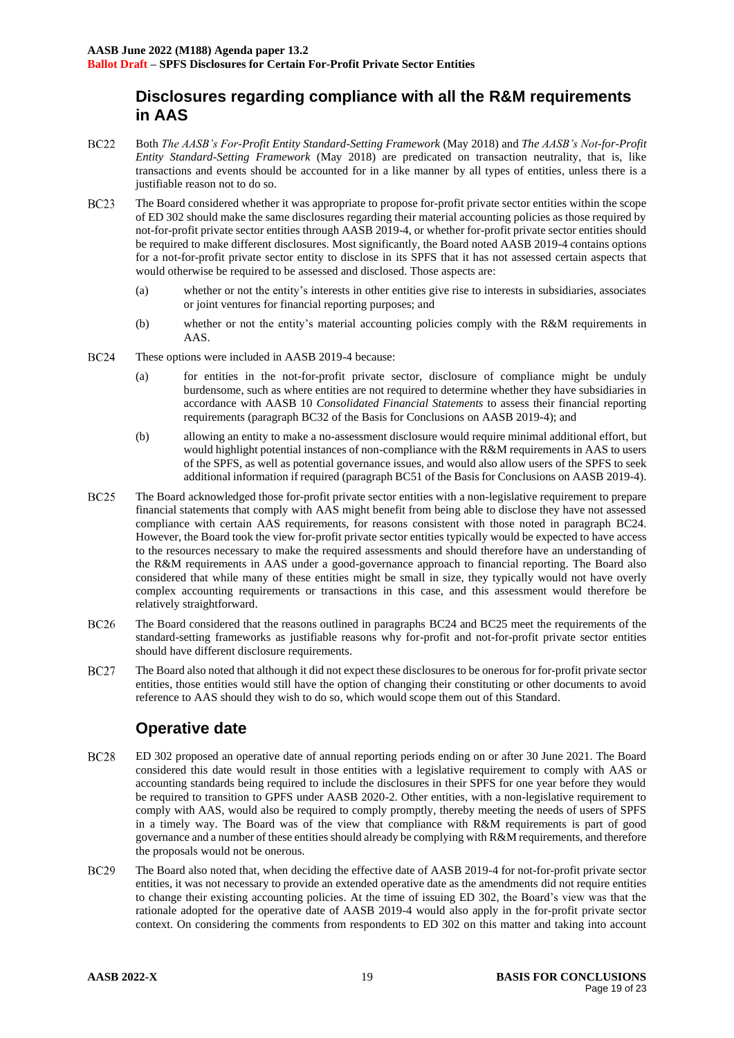## Disclosures regarding compliance with all the R&M requirements in AAS

BC22 Both *The AASB's For-Profit Entity Standard-Setting Framework* (May 2018) and *The AASB's Not-for-Profit Entity Standard-Setting Framework* (May 2018) are predicated on transaction neutrality, that is, like transactions and events should be accounted for in a like manner by all types of entities, unless there is a justifiable reason not to do so.

BC23 The Board considered whether it was appropriate to propose for-profit private sector entities within the scope of ED 302 should make the same disclosures regarding their material accounting policies as those required by not-for-profit private sector entities through AASB 2019-4, or whether for-profit private sector entities should be required to make different disclosures. Most significantly, the Board noted AASB 2019-4 contains options for a not-for-profit private sector entity to disclose in its SPFS that it has not assessed certain aspects that would otherwise be required to be assessed and disclosed. Those aspects are:

(a) whether or not the entity's interests in other entities give rise to interests in subsidiaries, associates or joint ventures for financial reporting purposes; and

(b) whether or not the entity's material accounting policies comply with the R&M requirements in AAS.

BC24 These options were included in AASB 2019-4 because:

(a) for entities in the not-for-profit private sector, disclosure of compliance might be unduly burdensome, such as where entities are not required to determine whether they have subsidiaries in accordance with AASB 10 *Consolidated Financial Statements* to assess their financial reporting requirements (paragraph BC32 of the Basis for Conclusions on AASB 2019-4); and

(b) allowing an entity to make a no-assessment disclosure would require minimal additional effort, but would highlight potential instances of non-compliance with the R&M requirements in AAS to users of the SPFS, as well as potential governance issues, and would also allow users of the SPFS to seek additional information if required (paragraph BC51 of the Basis for Conclusions on AASB 2019-4).

BC25 The Board acknowledged those for-profit private sector entities with a non-legislative requirement to prepare financial statements that comply with AAS might benefit from being able to disclose they have not assessed compliance with certain AAS requirements, for reasons consistent with those noted in paragraph BC24. However, the Board took the view for-profit private sector entities typically would be expected to have access to the resources necessary to make the required assessments and should therefore have an understanding of the R&M requirements in AAS under a good-governance approach to financial reporting. The Board also considered that while many of these entities might be small in size, they typically would not have overly complex accounting requirements or transactions in this case, and this assessment would therefore be relatively straightforward.

BC26 The Board considered that the reasons outlined in paragraphs BC24 and BC25 meet the requirements of the standard-setting frameworks as justifiable reasons why for-profit and not-for-profit private sector entities should have different disclosure requirements.

BC27 The Board also noted that although it did not expect these disclosures to be onerous for for-profit private sector entities, those entities would still have the option of changing their constituting or other documents to avoid reference to AAS should they wish to do so, which would scope them out of this Standard.

## Operative date

BC28 ED 302 proposed an operative date of annual reporting periods ending on or after 30 June 2021. The Board considered this date would result in those entities with a legislative requirement to comply with AAS or accounting standards being required to include the disclosures in their SPFS for one year before they would be required to transition to GPFS under AASB 2020-2. Other entities, with a non-legislative requirement to comply with AAS, would also be required to comply promptly, thereby meeting the needs of users of SPFS in a timely way. The Board was of the view that compliance with R&M requirements is part of good governance and a number of these entities should already be complying with R&M requirements, and therefore the proposals would not be onerous.

BC29 The Board also noted that, when deciding the effective date of AASB 2019-4 for not-for-profit private sector entities, it was not necessary to provide an extended operative date as the amendments did not require entities to change their existing accounting policies. At the time of issuing ED 302, the Board's view was that the rationale adopted for the operative date of AASB 2019-4 would also apply in the for-profit private sector context. On considering the comments from respondents to ED 302 on this matter and taking into account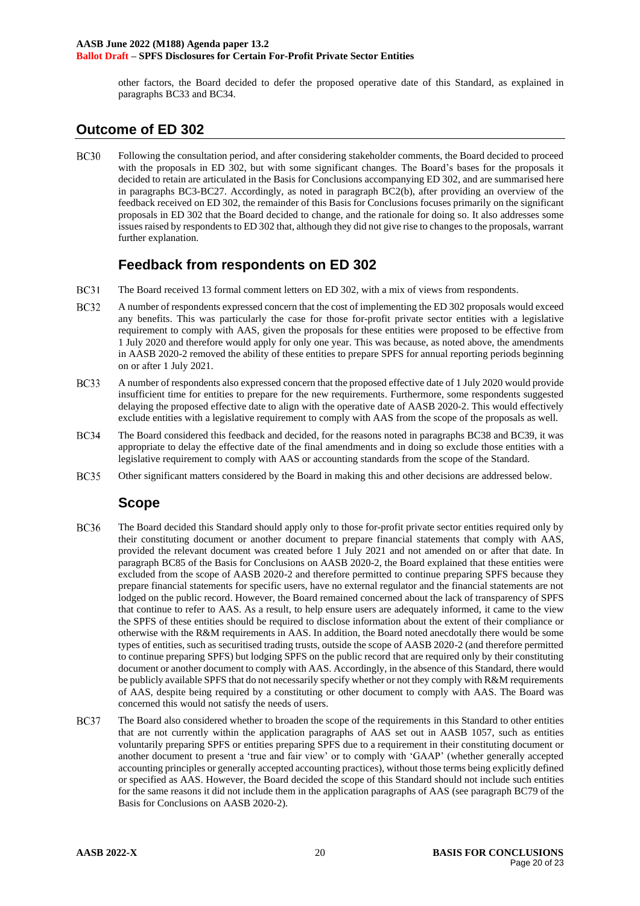other factors, the Board decided to defer the proposed operative date of this Standard, as explained in paragraphs BC33 and BC34.

## Outcome of ED 302

BC30 Following the consultation period, and after considering stakeholder comments, the Board decided to proceed with the proposals in ED 302, but with some significant changes. The Board's bases for the proposals it decided to retain are articulated in the Basis for Conclusions accompanying ED 302, and are summarised here in paragraphs BC3-BC27. Accordingly, as noted in paragraph BC2(b), after providing an overview of the feedback received on ED 302, the remainder of this Basis for Conclusions focuses primarily on the significant proposals in ED 302 that the Board decided to change, and the rationale for doing so. It also addresses some issues raised by respondents to ED 302 that, although they did not give rise to changes to the proposals, warrant further explanation.

### Feedback from respondents on ED 302

BC31 The Board received 13 formal comment letters on ED 302, with a mix of views from respondents.

BC32 A number of respondents expressed concern that the cost of implementing the ED 302 proposals would exceed any benefits. This was particularly the case for those for-profit private sector entities with a legislative requirement to comply with AAS, given the proposals for these entities were proposed to be effective from 1 July 2020 and therefore would apply for only one year. This was because, as noted above, the amendments in AASB 2020-2 removed the ability of these entities to prepare SPFS for annual reporting periods beginning on or after 1 July 2021.

BC33 A number of respondents also expressed concern that the proposed effective date of 1 July 2020 would provide insufficient time for entities to prepare for the new requirements. Furthermore, some respondents suggested delaying the proposed effective date to align with the operative date of AASB 2020-2. This would effectively exclude entities with a legislative requirement to comply with AAS from the scope of the proposals as well.

BC34 The Board considered this feedback and decided, for the reasons noted in paragraphs BC38 and BC39, it was appropriate to delay the effective date of the final amendments and in doing so exclude those entities with a legislative requirement to comply with AAS or accounting standards from the scope of the Standard.

BC35 Other significant matters considered by the Board in making this and other decisions are addressed below.

### Scope

BC36 The Board decided this Standard should apply only to those for-profit private sector entities required only by their constituting document or another document to prepare financial statements that comply with AAS, provided the relevant document was created before 1 July 2021 and not amended on or after that date. In paragraph BC85 of the Basis for Conclusions on AASB 2020-2, the Board explained that these entities were excluded from the scope of AASB 2020-2 and therefore permitted to continue preparing SPFS because they prepare financial statements for specific users, have no external regulator and the financial statements are not lodged on the public record. However, the Board remained concerned about the lack of transparency of SPFS that continue to refer to AAS. As a result, to help ensure users are adequately informed, it came to the view the SPFS of these entities should be required to disclose information about the extent of their compliance or otherwise with the R&M requirements in AAS. In addition, the Board noted anecdotally there would be some types of entities, such as securitised trading trusts, outside the scope of AASB 2020-2 (and therefore permitted to continue preparing SPFS) but lodging SPFS on the public record that are required only by their constituting document or another document to comply with AAS. Accordingly, in the absence of this Standard, there would be publicly available SPFS that do not necessarily specify whether or not they comply with R&M requirements of AAS, despite being required by a constituting or other document to comply with AAS. The Board was concerned this would not satisfy the needs of users.

BC37 The Board also considered whether to broaden the scope of the requirements in this Standard to other entities that are not currently within the application paragraphs of AAS set out in AASB 1057, such as entities voluntarily preparing SPFS or entities preparing SPFS due to a requirement in their constituting document or another document to present a 'true and fair view' or to comply with 'GAAP' (whether generally accepted accounting principles or generally accepted accounting practices), without those terms being explicitly defined or specified as AAS. However, the Board decided the scope of this Standard should not include such entities for the same reasons it did not include them in the application paragraphs of AAS (see paragraph BC79 of the Basis for Conclusions on AASB 2020-2).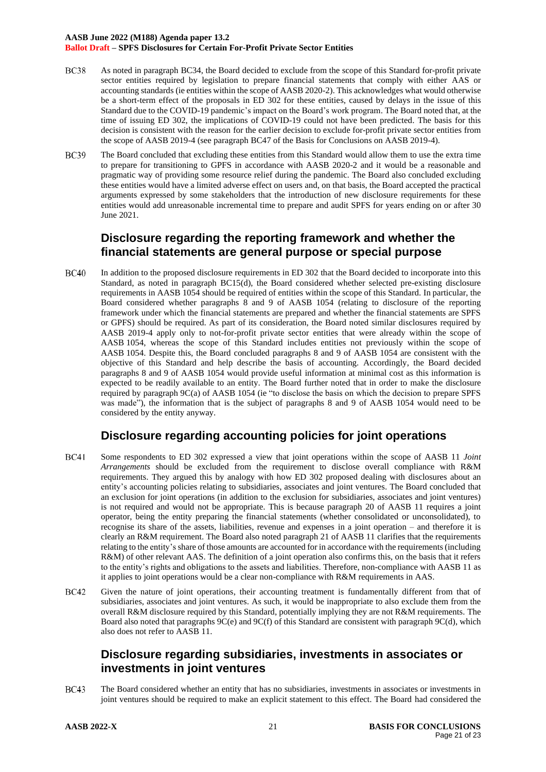BC38 As noted in paragraph BC34, the Board decided to exclude from the scope of this Standard for-profit private sector entities required by legislation to prepare financial statements that comply with either AAS or accounting standards (ie entities within the scope of AASB 2020-2). This acknowledges what would otherwise be a short-term effect of the proposals in ED 302 for these entities, caused by delays in the issue of this Standard due to the COVID-19 pandemic's impact on the Board's work program. The Board noted that, at the time of issuing ED 302, the implications of COVID-19 could not have been predicted. The basis for this decision is consistent with the reason for the earlier decision to exclude for-profit private sector entities from the scope of AASB 2019-4 (see paragraph BC47 of the Basis for Conclusions on AASB 2019-4).

BC39 The Board concluded that excluding these entities from this Standard would allow them to use the extra time to prepare for transitioning to GPFS in accordance with AASB 2020-2 and it would be a reasonable and pragmatic way of providing some resource relief during the pandemic. The Board also concluded excluding these entities would have a limited adverse effect on users and, on that basis, the Board accepted the practical arguments expressed by some stakeholders that the introduction of new disclosure requirements for these entities would add unreasonable incremental time to prepare and audit SPFS for years ending on or after 30 June 2021.

## Disclosure regarding the reporting framework and whether the financial statements are general purpose or special purpose

BC40 In addition to the proposed disclosure requirements in ED 302 that the Board decided to incorporate into this Standard, as noted in paragraph BC15(d), the Board considered whether selected pre-existing disclosure requirements in AASB 1054 should be required of entities within the scope of this Standard. In particular, the Board considered whether paragraphs 8 and 9 of AASB 1054 (relating to disclosure of the reporting framework under which the financial statements are prepared and whether the financial statements are SPFS or GPFS) should be required. As part of its consideration, the Board noted similar disclosures required by AASB 2019-4 apply only to not-for-profit private sector entities that were already within the scope of AASB 1054, whereas the scope of this Standard includes entities not previously within the scope of AASB 1054. Despite this, the Board concluded paragraphs 8 and 9 of AASB 1054 are consistent with the objective of this Standard and help describe the basis of accounting. Accordingly, the Board decided paragraphs 8 and 9 of AASB 1054 would provide useful information at minimal cost as this information is expected to be readily available to an entity. The Board further noted that in order to make the disclosure required by paragraph 9C(a) of AASB 1054 (ie "to disclose the basis on which the decision to prepare SPFS was made"), the information that is the subject of paragraphs 8 and 9 of AASB 1054 would need to be considered by the entity anyway.

## Disclosure regarding accounting policies for joint operations

BC41 Some respondents to ED 302 expressed a view that joint operations within the scope of AASB 11 *Joint Arrangements* should be excluded from the requirement to disclose overall compliance with R&M requirements. They argued this by analogy with how ED 302 proposed dealing with disclosures about an entity's accounting policies relating to subsidiaries, associates and joint ventures. The Board concluded that an exclusion for joint operations (in addition to the exclusion for subsidiaries, associates and joint ventures) is not required and would not be appropriate. This is because paragraph 20 of AASB 11 requires a joint operator, being the entity preparing the financial statements (whether consolidated or unconsolidated), to recognise its share of the assets, liabilities, revenue and expenses in a joint operation – and therefore it is clearly an R&M requirement. The Board also noted paragraph 21 of AASB 11 clarifies that the requirements relating to the entity's share of those amounts are accounted for in accordance with the requirements (including R&M) of other relevant AAS. The definition of a joint operation also confirms this, on the basis that it refers to the entity's rights and obligations to the assets and liabilities. Therefore, non-compliance with AASB 11 as it applies to joint operations would be a clear non-compliance with R&M requirements in AAS.

BC42 Given the nature of joint operations, their accounting treatment is fundamentally different from that of subsidiaries, associates and joint ventures. As such, it would be inappropriate to also exclude them from the overall R&M disclosure required by this Standard, potentially implying they are not R&M requirements. The Board also noted that paragraphs 9C(e) and 9C(f) of this Standard are consistent with paragraph 9C(d), which also does not refer to AASB 11.

## Disclosure regarding subsidiaries, investments in associates or investments in joint ventures

BC43 The Board considered whether an entity that has no subsidiaries, investments in associates or investments in joint ventures should be required to make an explicit statement to this effect. The Board had considered the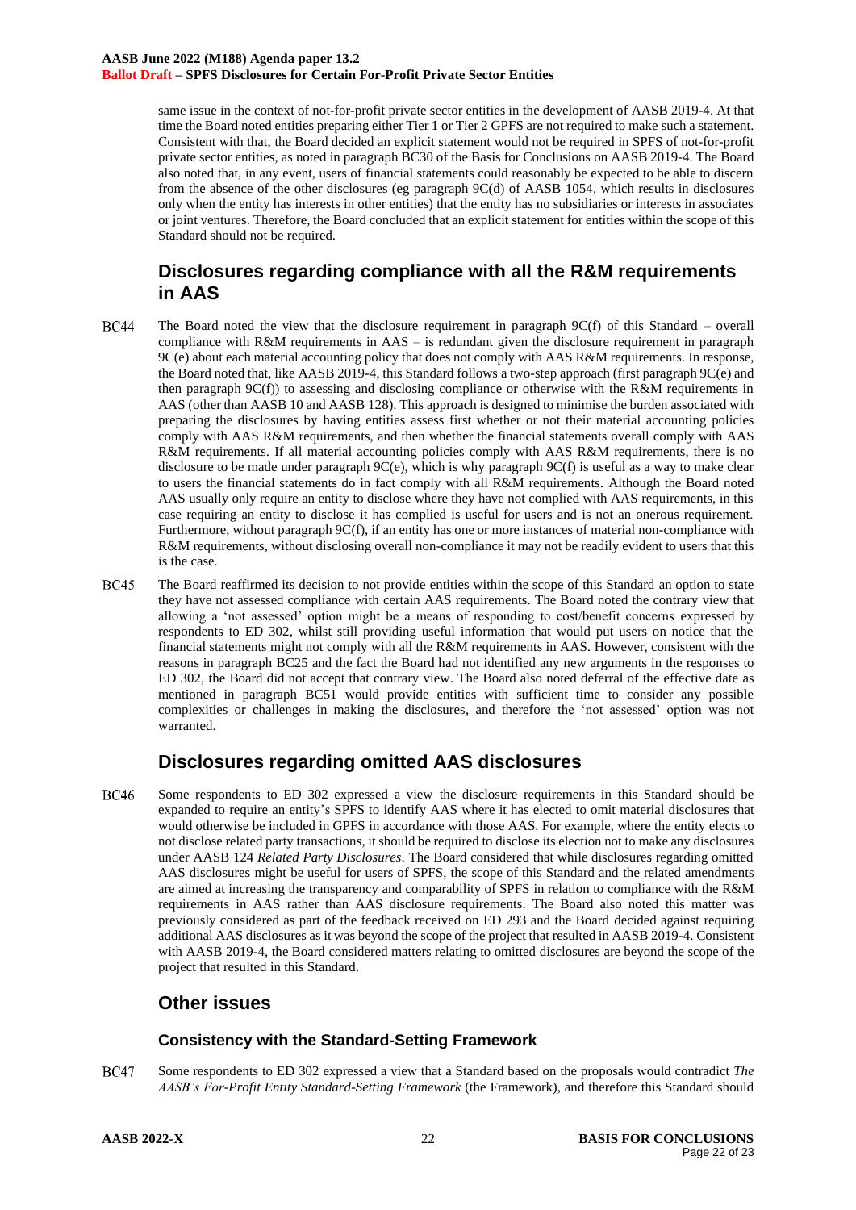same issue in the context of not-for-profit private sector entities in the development of AASB 2019-4. At that time the Board noted entities preparing either Tier 1 or Tier 2 GPFS are not required to make such a statement. Consistent with that, the Board decided an explicit statement would not be required in SPFS of not-for-profit private sector entities, as noted in paragraph BC30 of the Basis for Conclusions on AASB 2019-4. The Board also noted that, in any event, users of financial statements could reasonably be expected to be able to discern from the absence of the other disclosures (eg paragraph 9C(d) of AASB 1054, which results in disclosures only when the entity has interests in other entities) that the entity has no subsidiaries or interests in associates or joint ventures. Therefore, the Board concluded that an explicit statement for entities within the scope of this Standard should not be required.

## Disclosures regarding compliance with all the R&M requirements in AAS

BC44 The Board noted the view that the disclosure requirement in paragraph 9C(f) of this Standard – overall compliance with R&M requirements in AAS – is redundant given the disclosure requirement in paragraph 9C(e) about each material accounting policy that does not comply with AAS R&M requirements. In response, the Board noted that, like AASB 2019-4, this Standard follows a two-step approach (first paragraph 9C(e) and then paragraph 9C(f)) to assessing and disclosing compliance or otherwise with the R&M requirements in AAS (other than AASB 10 and AASB 128). This approach is designed to minimise the burden associated with preparing the disclosures by having entities assess first whether or not their material accounting policies comply with AAS R&M requirements, and then whether the financial statements overall comply with AAS R&M requirements. If all material accounting policies comply with AAS R&M requirements, there is no disclosure to be made under paragraph 9C(e), which is why paragraph 9C(f) is useful as a way to make clear to users the financial statements do in fact comply with all R&M requirements. Although the Board noted AAS usually only require an entity to disclose where they have not complied with AAS requirements, in this case requiring an entity to disclose it has complied is useful for users and is not an onerous requirement. Furthermore, without paragraph 9C(f), if an entity has one or more instances of material non-compliance with R&M requirements, without disclosing overall non-compliance it may not be readily evident to users that this is the case.

BC45 The Board reaffirmed its decision to not provide entities within the scope of this Standard an option to state they have not assessed compliance with certain AAS requirements. The Board noted the contrary view that allowing a 'not assessed' option might be a means of responding to cost/benefit concerns expressed by respondents to ED 302, whilst still providing useful information that would put users on notice that the financial statements might not comply with all the R&M requirements in AAS. However, consistent with the reasons in paragraph BC25 and the fact the Board had not identified any new arguments in the responses to ED 302, the Board did not accept that contrary view. The Board also noted deferral of the effective date as mentioned in paragraph BC51 would provide entities with sufficient time to consider any possible complexities or challenges in making the disclosures, and therefore the 'not assessed' option was not warranted.

## Disclosures regarding omitted AAS disclosures

BC46 Some respondents to ED 302 expressed a view the disclosure requirements in this Standard should be expanded to require an entity's SPFS to identify AAS where it has elected to omit material disclosures that would otherwise be included in GPFS in accordance with those AAS. For example, where the entity elects to not disclose related party transactions, it should be required to disclose its election not to make any disclosures under AASB 124 *Related Party Disclosures*. The Board considered that while disclosures regarding omitted AAS disclosures might be useful for users of SPFS, the scope of this Standard and the related amendments are aimed at increasing the transparency and comparability of SPFS in relation to compliance with the R&M requirements in AAS rather than AAS disclosure requirements. The Board also noted this matter was previously considered as part of the feedback received on ED 293 and the Board decided against requiring additional AAS disclosures as it was beyond the scope of the project that resulted in AASB 2019-4. Consistent with AASB 2019-4, the Board considered matters relating to omitted disclosures are beyond the scope of the project that resulted in this Standard.

## Other issues

### Consistency with the Standard-Setting Framework

BC47 Some respondents to ED 302 expressed a view that a Standard based on the proposals would contradict *The AASB's For-Profit Entity Standard-Setting Framework* (the Framework), and therefore this Standard should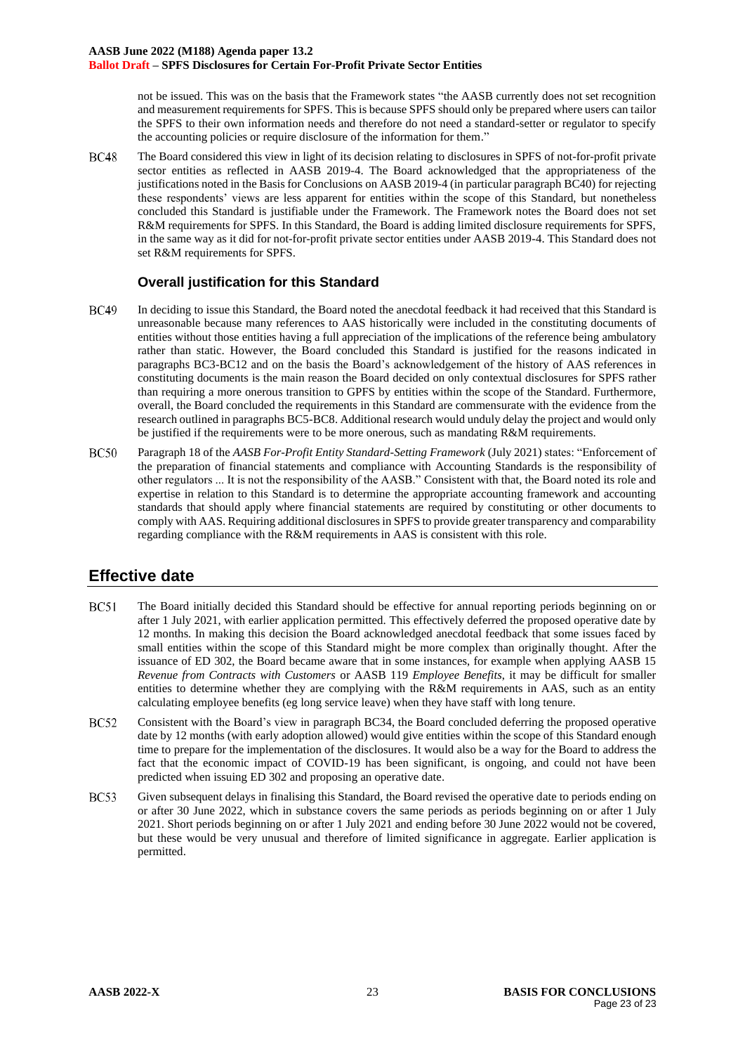not be issued. This was on the basis that the Framework states "the AASB currently does not set recognition and measurement requirements for SPFS. This is because SPFS should only be prepared where users can tailor the SPFS to their own information needs and therefore do not need a standard-setter or regulator to specify the accounting policies or require disclosure of the information for them."

BC48 The Board considered this view in light of its decision relating to disclosures in SPFS of not-for-profit private sector entities as reflected in AASB 2019-4. The Board acknowledged that the appropriateness of the justifications noted in the Basis for Conclusions on AASB 2019-4 (in particular paragraph BC40) for rejecting these respondents' views are less apparent for entities within the scope of this Standard, but nonetheless concluded this Standard is justifiable under the Framework. The Framework notes the Board does not set R&M requirements for SPFS. In this Standard, the Board is adding limited disclosure requirements for SPFS, in the same way as it did for not-for-profit private sector entities under AASB 2019-4. This Standard does not set R&M requirements for SPFS.

### Overall justification for this Standard

BC49 In deciding to issue this Standard, the Board noted the anecdotal feedback it had received that this Standard is unreasonable because many references to AAS historically were included in the constituting documents of entities without those entities having a full appreciation of the implications of the reference being ambulatory rather than static. However, the Board concluded this Standard is justified for the reasons indicated in paragraphs BC3-BC12 and on the basis the Board's acknowledgement of the history of AAS references in constituting documents is the main reason the Board decided on only contextual disclosures for SPFS rather than requiring a more onerous transition to GPFS by entities within the scope of the Standard. Furthermore, overall, the Board concluded the requirements in this Standard are commensurate with the evidence from the research outlined in paragraphs BC5-BC8. Additional research would unduly delay the project and would only be justified if the requirements were to be more onerous, such as mandating R&M requirements.

BC50 Paragraph 18 of the *AASB For-Profit Entity Standard-Setting Framework* (July 2021) states: "Enforcement of the preparation of financial statements and compliance with Accounting Standards is the responsibility of other regulators ... It is not the responsibility of the AASB." Consistent with that, the Board noted its role and expertise in relation to this Standard is to determine the appropriate accounting framework and accounting standards that should apply where financial statements are required by constituting or other documents to comply with AAS. Requiring additional disclosures in SPFS to provide greater transparency and comparability regarding compliance with the R&M requirements in AAS is consistent with this role.

## Effective date

BC51 The Board initially decided this Standard should be effective for annual reporting periods beginning on or after 1 July 2021, with earlier application permitted. This effectively deferred the proposed operative date by 12 months. In making this decision the Board acknowledged anecdotal feedback that some issues faced by small entities within the scope of this Standard might be more complex than originally thought. After the issuance of ED 302, the Board became aware that in some instances, for example when applying AASB 15 *Revenue from Contracts with Customers* or AASB 119 *Employee Benefits*, it may be difficult for smaller entities to determine whether they are complying with the R&M requirements in AAS, such as an entity calculating employee benefits (eg long service leave) when they have staff with long tenure.

BC52 Consistent with the Board's view in paragraph BC34, the Board concluded deferring the proposed operative date by 12 months (with early adoption allowed) would give entities within the scope of this Standard enough time to prepare for the implementation of the disclosures. It would also be a way for the Board to address the fact that the economic impact of COVID-19 has been significant, is ongoing, and could not have been predicted when issuing ED 302 and proposing an operative date.

BC53 Given subsequent delays in finalising this Standard, the Board revised the operative date to periods ending on or after 30 June 2022, which in substance covers the same periods as periods beginning on or after 1 July 2021. Short periods beginning on or after 1 July 2021 and ending before 30 June 2022 would not be covered, but these would be very unusual and therefore of limited significance in aggregate. Earlier application is permitted.